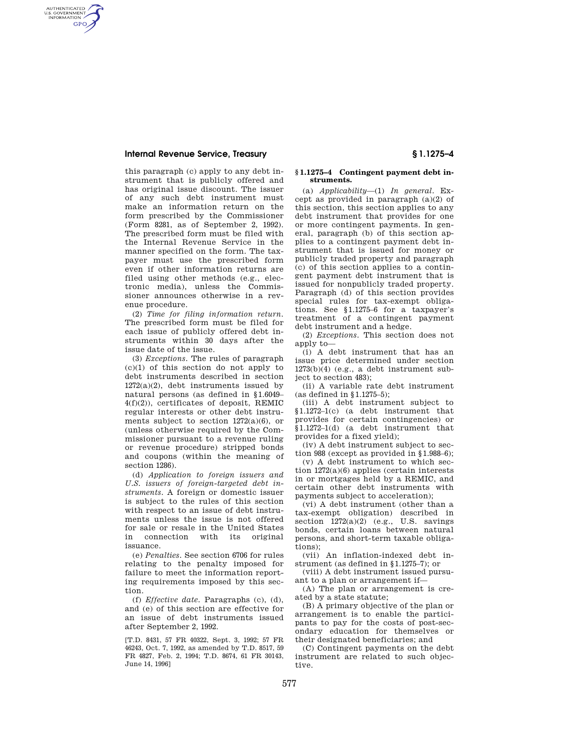this paragraph (c) apply to any debt instrument that is publicly offered and has original issue discount. The issuer of any such debt instrument must make an information return on the form prescribed by the Commissioner (Form 8281, as of September 2, 1992). The prescribed form must be filed with the Internal Revenue Service in the manner specified on the form. The taxpayer must use the prescribed form even if other information returns are filed using other methods (e.g., electronic media), unless the Commissioner announces otherwise in a revenue procedure.

(2) *Time for filing information return.* The prescribed form must be filed for each issue of publicly offered debt instruments within 30 days after the issue date of the issue.

(3) *Exceptions.* The rules of paragraph (c)(1) of this section do not apply to debt instruments described in section 1272(a)(2), debt instruments issued by natural persons (as defined in §1.6049–4(f)(2)), certificates of deposit, REMIC regular interests or other debt instruments subject to section 1272(a)(6), or (unless otherwise required by the Commissioner pursuant to a revenue ruling or revenue procedure) stripped bonds and coupons (within the meaning of section 1286).

(d) *Application to foreign issuers and U.S. issuers of foreign-targeted debt instruments.* A foreign or domestic issuer is subject to the rules of this section with respect to an issue of debt instruments unless the issue is not offered for sale or resale in the United States in connection with its original issuance.

(e) *Penalties.* See section 6706 for rules relating to the penalty imposed for failure to meet the information reporting requirements imposed by this section.

(f) *Effective date.* Paragraphs (c), (d), and (e) of this section are effective for an issue of debt instruments issued after September 2, 1992.

[T.D. 8431, 57 FR 40322, Sept. 3, 1992; 57 FR 46243, Oct. 7, 1992, as amended by T.D. 8517, 59 FR 4827, Feb. 2, 1994; T.D. 8674, 61 FR 30143, June 14, 1996]

## §1.1275–4 Contingent payment debt instruments.

(a) *Applicability*—(1) *In general.* Except as provided in paragraph (a)(2) of this section, this section applies to any debt instrument that provides for one or more contingent payments. In general, paragraph (b) of this section applies to a contingent payment debt instrument that is issued for money or publicly traded property and paragraph (c) of this section applies to a contingent payment debt instrument that is issued for nonpublicly traded property. Paragraph (d) of this section provides special rules for tax-exempt obligations. See §1.1275–6 for a taxpayer's treatment of a contingent payment debt instrument and a hedge.

(2) *Exceptions.* This section does not apply to—

(i) A debt instrument that has an issue price determined under section 1273(b)(4) (e.g., a debt instrument subject to section 483);

(ii) A variable rate debt instrument (as defined in §1.1275–5);

(iii) A debt instrument subject to §1.1272–1(c) (a debt instrument that provides for certain contingencies) or §1.1272–1(d) (a debt instrument that provides for a fixed yield);

(iv) A debt instrument subject to section 988 (except as provided in §1.988–6);

(v) A debt instrument to which section 1272(a)(6) applies (certain interests in or mortgages held by a REMIC, and certain other debt instruments with payments subject to acceleration);

(vi) A debt instrument (other than a tax-exempt obligation) described in section 1272(a)(2) (e.g., U.S. savings bonds, certain loans between natural persons, and short-term taxable obligations);

(vii) An inflation-indexed debt instrument (as defined in §1.1275–7); or

(viii) A debt instrument issued pursuant to a plan or arrangement if—

(A) The plan or arrangement is created by a state statute;

(B) A primary objective of the plan or arrangement is to enable the participants to pay for the costs of post-secondary education for themselves or their designated beneficiaries; and

(C) Contingent payments on the debt instrument are related to such objective.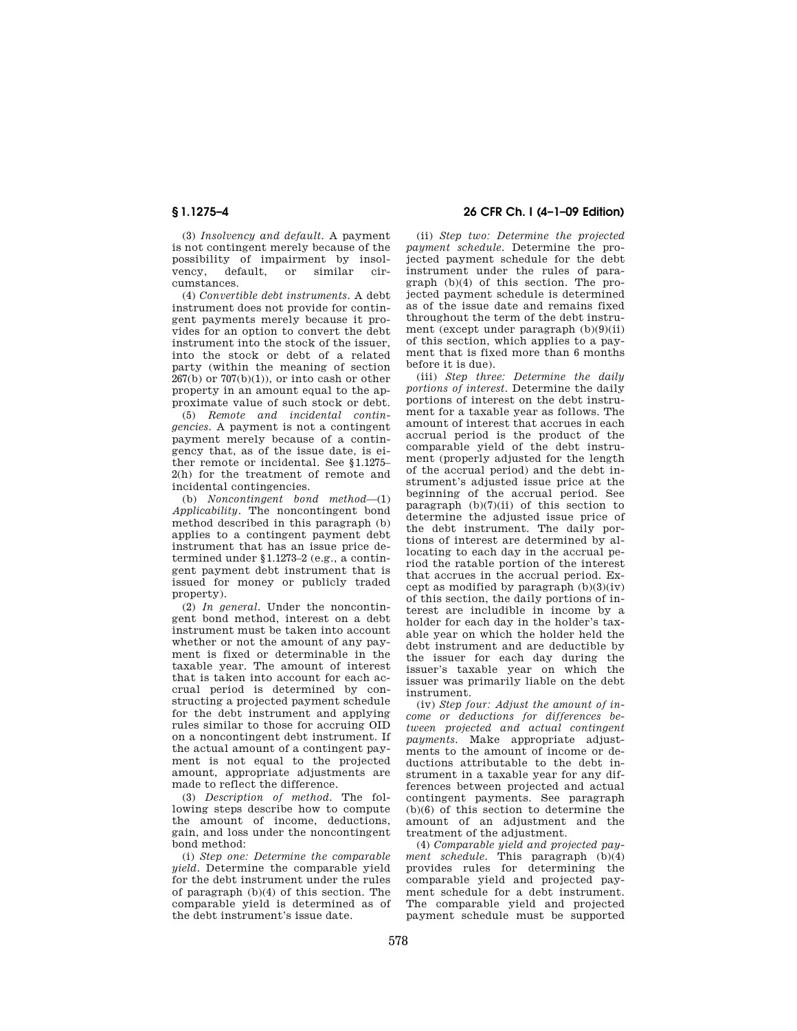(3) *Insolvency and default.* A payment is not contingent merely because of the possibility of impairment by insolvency, default, or similar circumstances.

(4) *Convertible debt instruments.* A debt instrument does not provide for contingent payments merely because it provides for an option to convert the debt instrument into the stock of the issuer, into the stock or debt of a related party (within the meaning of section 267(b) or 707(b)(1)), or into cash or other property in an amount equal to the approximate value of such stock or debt.

(5) *Remote and incidental contingencies.* A payment is not a contingent payment merely because of a contingency that, as of the issue date, is either remote or incidental. See §1.1275–2(h) for the treatment of remote and incidental contingencies.

(b) *Noncontingent bond method*—(1) *Applicability.* The noncontingent bond method described in this paragraph (b) applies to a contingent payment debt instrument that has an issue price determined under §1.1273–2 (e.g., a contingent payment debt instrument that is issued for money or publicly traded property).

(2) *In general.* Under the noncontingent bond method, interest on a debt instrument must be taken into account whether or not the amount of any payment is fixed or determinable in the taxable year. The amount of interest that is taken into account for each accrual period is determined by constructing a projected payment schedule for the debt instrument and applying rules similar to those for accruing OID on a noncontingent debt instrument. If the actual amount of a contingent payment is not equal to the projected amount, appropriate adjustments are made to reflect the difference.

(3) *Description of method.* The following steps describe how to compute the amount of income, deductions, gain, and loss under the noncontingent bond method:

(i) *Step one: Determine the comparable yield.* Determine the comparable yield for the debt instrument under the rules of paragraph (b)(4) of this section. The comparable yield is determined as of the debt instrument's issue date.

(ii) *Step two: Determine the projected payment schedule.* Determine the projected payment schedule for the debt instrument under the rules of paragraph (b)(4) of this section. The projected payment schedule is determined as of the issue date and remains fixed throughout the term of the debt instrument (except under paragraph (b)(9)(ii) of this section, which applies to a payment that is fixed more than 6 months before it is due).

(iii) *Step three: Determine the daily portions of interest.* Determine the daily portions of interest on the debt instrument for a taxable year as follows. The amount of interest that accrues in each accrual period is the product of the comparable yield of the debt instrument (properly adjusted for the length of the accrual period) and the debt instrument's adjusted issue price at the beginning of the accrual period. See paragraph (b)(7)(ii) of this section to determine the adjusted issue price of the debt instrument. The daily portions of interest are determined by allocating to each day in the accrual period the ratable portion of the interest that accrues in the accrual period. Except as modified by paragraph (b)(3)(iv) of this section, the daily portions of interest are includible in income by a holder for each day in the holder's taxable year on which the holder held the debt instrument and are deductible by the issuer for each day during the issuer's taxable year on which the issuer was primarily liable on the debt instrument.

(iv) *Step four: Adjust the amount of income or deductions for differences between projected and actual contingent payments.* Make appropriate adjustments to the amount of income or deductions attributable to the debt instrument in a taxable year for any differences between projected and actual contingent payments. See paragraph (b)(6) of this section to determine the amount of an adjustment and the treatment of the adjustment.

(4) *Comparable yield and projected payment schedule.* This paragraph (b)(4) provides rules for determining the comparable yield and projected payment schedule for a debt instrument. The comparable yield and projected payment schedule must be supported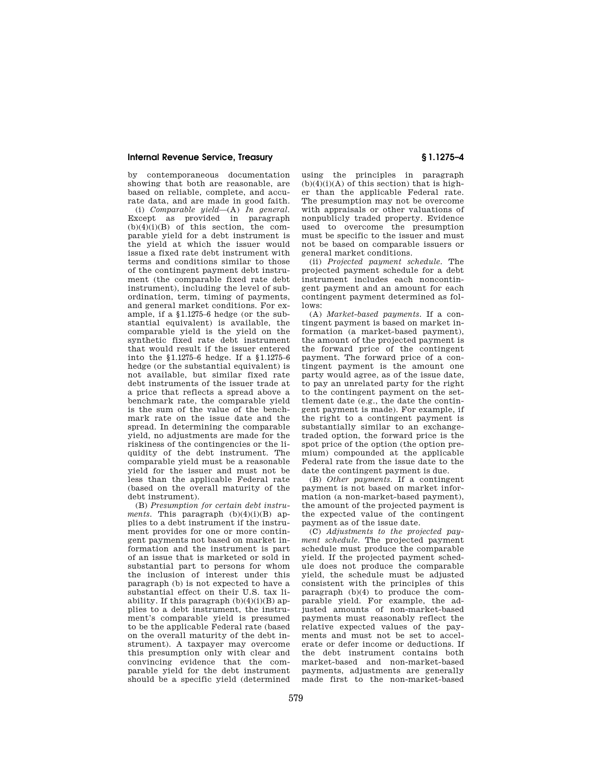by contemporaneous documentation showing that both are reasonable, are based on reliable, complete, and accurate data, and are made in good faith.

(i) *Comparable yield*—(A) *In general.* Except as provided in paragraph (b)(4)(i)(B) of this section, the comparable yield for a debt instrument is the yield at which the issuer would issue a fixed rate debt instrument with terms and conditions similar to those of the contingent payment debt instrument (the comparable fixed rate debt instrument), including the level of subordination, term, timing of payments, and general market conditions. For example, if a §1.1275–6 hedge (or the substantial equivalent) is available, the comparable yield is the yield on the synthetic fixed rate debt instrument that would result if the issuer entered into the §1.1275–6 hedge. If a §1.1275–6 hedge (or the substantial equivalent) is not available, but similar fixed rate debt instruments of the issuer trade at a price that reflects a spread above a benchmark rate, the comparable yield is the sum of the value of the benchmark rate on the issue date and the spread. In determining the comparable yield, no adjustments are made for the riskiness of the contingencies or the liquidity of the debt instrument. The comparable yield must be a reasonable yield for the issuer and must not be less than the applicable Federal rate (based on the overall maturity of the debt instrument).

(B) *Presumption for certain debt instruments.* This paragraph (b)(4)(i)(B) applies to a debt instrument if the instrument provides for one or more contingent payments not based on market information and the instrument is part of an issue that is marketed or sold in substantial part to persons for whom the inclusion of interest under this paragraph (b) is not expected to have a substantial effect on their U.S. tax liability. If this paragraph (b)(4)(i)(B) applies to a debt instrument, the instrument's comparable yield is presumed to be the applicable Federal rate (based on the overall maturity of the debt instrument). A taxpayer may overcome this presumption only with clear and convincing evidence that the comparable yield for the debt instrument should be a specific yield (determined using the principles in paragraph (b)(4)(i)(A) of this section) that is higher than the applicable Federal rate. The presumption may not be overcome with appraisals or other valuations of nonpublicly traded property. Evidence used to overcome the presumption must be specific to the issuer and must not be based on comparable issuers or general market conditions.

(ii) *Projected payment schedule.* The projected payment schedule for a debt instrument includes each noncontingent payment and an amount for each contingent payment determined as follows:

(A) *Market-based payments.* If a contingent payment is based on market information (a market-based payment), the amount of the projected payment is the forward price of the contingent payment. The forward price of a contingent payment is the amount one party would agree, as of the issue date, to pay an unrelated party for the right to the contingent payment on the settlement date (e.g., the date the contingent payment is made). For example, if the right to a contingent payment is substantially similar to an exchange-traded option, the forward price is the spot price of the option (the option premium) compounded at the applicable Federal rate from the issue date to the date the contingent payment is due.

(B) *Other payments.* If a contingent payment is not based on market information (a non-market-based payment), the amount of the projected payment is the expected value of the contingent payment as of the issue date.

(C) *Adjustments to the projected payment schedule.* The projected payment schedule must produce the comparable yield. If the projected payment schedule does not produce the comparable yield, the schedule must be adjusted consistent with the principles of this paragraph (b)(4) to produce the comparable yield. For example, the adjusted amounts of non-market-based payments must reasonably reflect the relative expected values of the payments and must not be set to accelerate or defer income or deductions. If the debt instrument contains both market-based and non-market-based payments, adjustments are generally made first to the non-market-based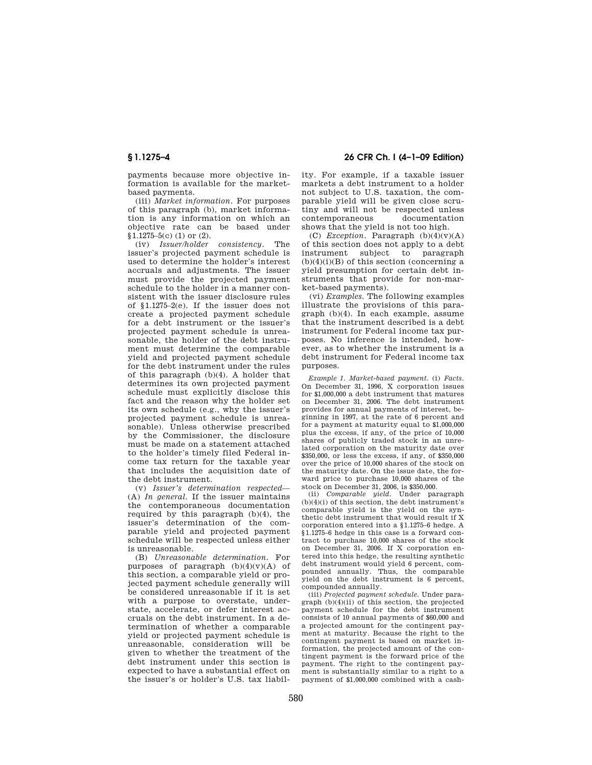payments because more objective information is available for the market-based payments.

(iii) *Market information.* For purposes of this paragraph (b), market information is any information on which an objective rate can be based under §1.1275–5(c) (1) or (2).

(iv) *Issuer/holder consistency.* The issuer's projected payment schedule is used to determine the holder's interest accruals and adjustments. The issuer must provide the projected payment schedule to the holder in a manner consistent with the issuer disclosure rules of §1.1275–2(e). If the issuer does not create a projected payment schedule for a debt instrument or the issuer's projected payment schedule is unreasonable, the holder of the debt instrument must determine the comparable yield and projected payment schedule for the debt instrument under the rules of this paragraph (b)(4). A holder that determines its own projected payment schedule must explicitly disclose this fact and the reason why the holder set its own schedule (e.g., why the issuer's projected payment schedule is unreasonable). Unless otherwise prescribed by the Commissioner, the disclosure must be made on a statement attached to the holder's timely filed Federal income tax return for the taxable year that includes the acquisition date of the debt instrument.

(v) *Issuer's determination respected*—(A) *In general.* If the issuer maintains the contemporaneous documentation required by this paragraph (b)(4), the issuer's determination of the comparable yield and projected payment schedule will be respected unless either is unreasonable.

(B) *Unreasonable determination.* For purposes of paragraph (b)(4)(v)(A) of this section, a comparable yield or projected payment schedule generally will be considered unreasonable if it is set with a purpose to overstate, understate, accelerate, or defer interest accruals on the debt instrument. In a determination of whether a comparable yield or projected payment schedule is unreasonable, consideration will be given to whether the treatment of the debt instrument under this section is expected to have a substantial effect on the issuer's or holder's U.S. tax liability. For example, if a taxable issuer markets a debt instrument to a holder not subject to U.S. taxation, the comparable yield will be given close scrutiny and will not be respected unless contemporaneous documentation shows that the yield is not too high.

(C) *Exception.* Paragraph (b)(4)(v)(A) of this section does not apply to a debt instrument subject to paragraph (b)(4)(i)(B) of this section (concerning a yield presumption for certain debt instruments that provide for non-market-based payments).

(vi) *Examples.* The following examples illustrate the provisions of this paragraph (b)(4). In each example, assume that the instrument described is a debt instrument for Federal income tax purposes. No inference is intended, however, as to whether the instrument is a debt instrument for Federal income tax purposes.

*Example 1. Market-based payment.* (i) *Facts.* On December 31, 1996, X corporation issues for $1,000,000 a debt instrument that matures on December 31, 2006. The debt instrument provides for annual payments of interest, beginning in 1997, at the rate of 6 percent and for a payment at maturity equal to $1,000,000 plus the excess, if any, of the price of 10,000 shares of publicly traded stock in an unrelated corporation on the maturity date over $350,000, or less the excess, if any, of $350,000 over the price of 10,000 shares of the stock on the maturity date. On the issue date, the forward price to purchase 10,000 shares of the stock on December 31, 2006, is $350,000.

(ii) *Comparable yield.* Under paragraph (b)(4)(i) of this section, the debt instrument's comparable yield is the yield on the synthetic debt instrument that would result if X corporation entered into a §1.1275–6 hedge. A §1.1275–6 hedge in this case is a forward contract to purchase 10,000 shares of the stock on December 31, 2006. If X corporation entered into this hedge, the resulting synthetic debt instrument would yield 6 percent, compounded annually. Thus, the comparable yield on the debt instrument is 6 percent, compounded annually.

(iii) *Projected payment schedule.* Under paragraph (b)(4)(ii) of this section, the projected payment schedule for the debt instrument consists of 10 annual payments of $60,000 and a projected amount for the contingent payment at maturity. Because the right to the contingent payment is based on market information, the projected amount of the contingent payment is the forward price of the payment. The right to the contingent payment is substantially similar to a right to a payment of $1,000,000 combined with a cash-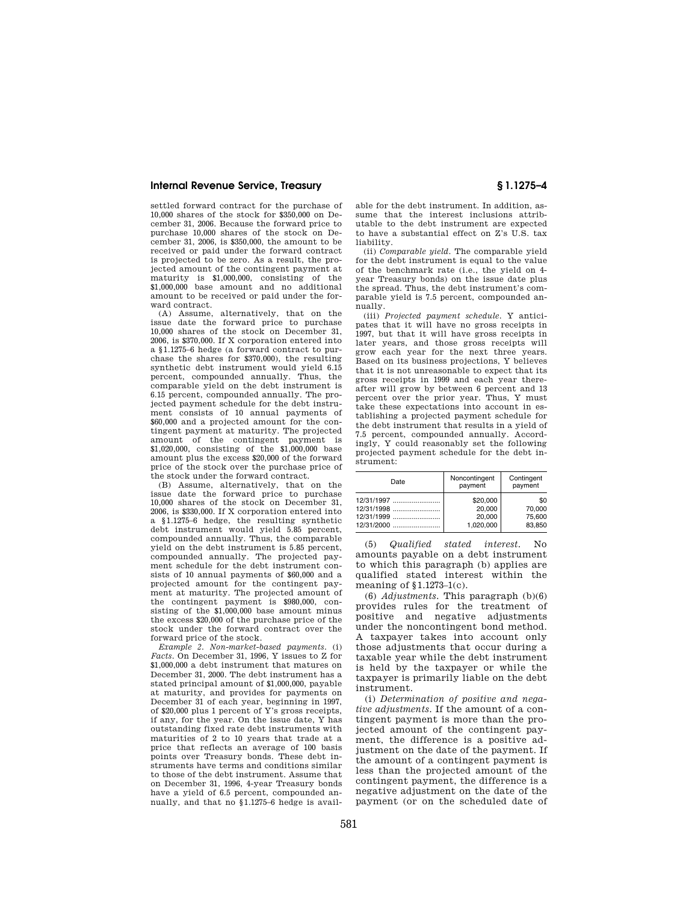settled forward contract for the purchase of 10,000 shares of the stock for $350,000 on December 31, 2006. Because the forward price to purchase 10,000 shares of the stock on December 31, 2006, is $350,000, the amount to be received or paid under the forward contract is projected to be zero. As a result, the projected amount of the contingent payment at maturity is $1,000,000, consisting of the $1,000,000 base amount and no additional amount to be received or paid under the forward contract.

(A) Assume, alternatively, that on the issue date the forward price to purchase 10,000 shares of the stock on December 31, 2006, is $370,000. If X corporation entered into a §1.1275–6 hedge (a forward contract to purchase the shares for $370,000), the resulting synthetic debt instrument would yield 6.15 percent, compounded annually. Thus, the comparable yield on the debt instrument is 6.15 percent, compounded annually. The projected payment schedule for the debt instrument consists of 10 annual payments of $60,000 and a projected amount for the contingent payment at maturity. The projected amount of the contingent payment is $1,020,000, consisting of the $1,000,000 base amount plus the excess $20,000 of the forward price of the stock over the purchase price of the stock under the forward contract.

(B) Assume, alternatively, that on the issue date the forward price to purchase 10,000 shares of the stock on December 31, 2006, is $330,000. If X corporation entered into a §1.1275–6 hedge, the resulting synthetic debt instrument would yield 5.85 percent, compounded annually. Thus, the comparable yield on the debt instrument is 5.85 percent, compounded annually. The projected payment schedule for the debt instrument consists of 10 annual payments of $60,000 and a projected amount for the contingent payment at maturity. The projected amount of the contingent payment is $980,000, consisting of the $1,000,000 base amount minus the excess $20,000 of the purchase price of the stock under the forward contract over the forward price of the stock.

*Example 2. Non-market-based payments.* (i) *Facts.* On December 31, 1996, Y issues to Z for $1,000,000 a debt instrument that matures on December 31, 2000. The debt instrument has a stated principal amount of $1,000,000, payable at maturity, and provides for payments on December 31 of each year, beginning in 1997, of $20,000 plus 1 percent of Y's gross receipts, if any, for the year. On the issue date, Y has outstanding fixed rate debt instruments with maturities of 2 to 10 years that trade at a price that reflects an average of 100 basis points over Treasury bonds. These debt instruments have terms and conditions similar to those of the debt instrument. Assume that on December 31, 1996, 4-year Treasury bonds have a yield of 6.5 percent, compounded annually, and that no §1.1275–6 hedge is available for the debt instrument. In addition, assume that the interest inclusions attributable to the debt instrument are expected to have a substantial effect on Z's U.S. tax liability.

(ii) *Comparable yield.* The comparable yield for the debt instrument is equal to the value of the benchmark rate (i.e., the yield on 4-year Treasury bonds) on the issue date plus the spread. Thus, the debt instrument's comparable yield is 7.5 percent, compounded annually.

(iii) *Projected payment schedule.* Y anticipates that it will have no gross receipts in 1997, but that it will have gross receipts in later years, and those gross receipts will grow each year for the next three years. Based on its business projections, Y believes that it is not unreasonable to expect that its gross receipts in 1999 and each year thereafter will grow by between 6 percent and 13 percent over the prior year. Thus, Y must take these expectations into account in establishing a projected payment schedule for the debt instrument that results in a yield of 7.5 percent, compounded annually. Accordingly, Y could reasonably set the following projected payment schedule for the debt instrument:

| Date | Noncontingent payment | Contingent payment |
|---|---|---|
| 12/31/1997 | $20,000 | $0 |
| 12/31/1998 | 20,000 | 70,000 |
| 12/31/1999 | 20,000 | 75,600 |
| 12/31/2000 | 1,020,000 | 83,850 |

(5) *Qualified stated interest.* No amounts payable on a debt instrument to which this paragraph (b) applies are qualified stated interest within the meaning of §1.1273–1(c).

(6) *Adjustments.* This paragraph (b)(6) provides rules for the treatment of positive and negative adjustments under the noncontingent bond method. A taxpayer takes into account only those adjustments that occur during a taxable year while the debt instrument is held by the taxpayer or while the taxpayer is primarily liable on the debt instrument.

(i) *Determination of positive and negative adjustments.* If the amount of a contingent payment is more than the projected amount of the contingent payment, the difference is a positive adjustment on the date of the payment. If the amount of a contingent payment is less than the projected amount of the contingent payment, the difference is a negative adjustment on the date of the payment (or on the scheduled date of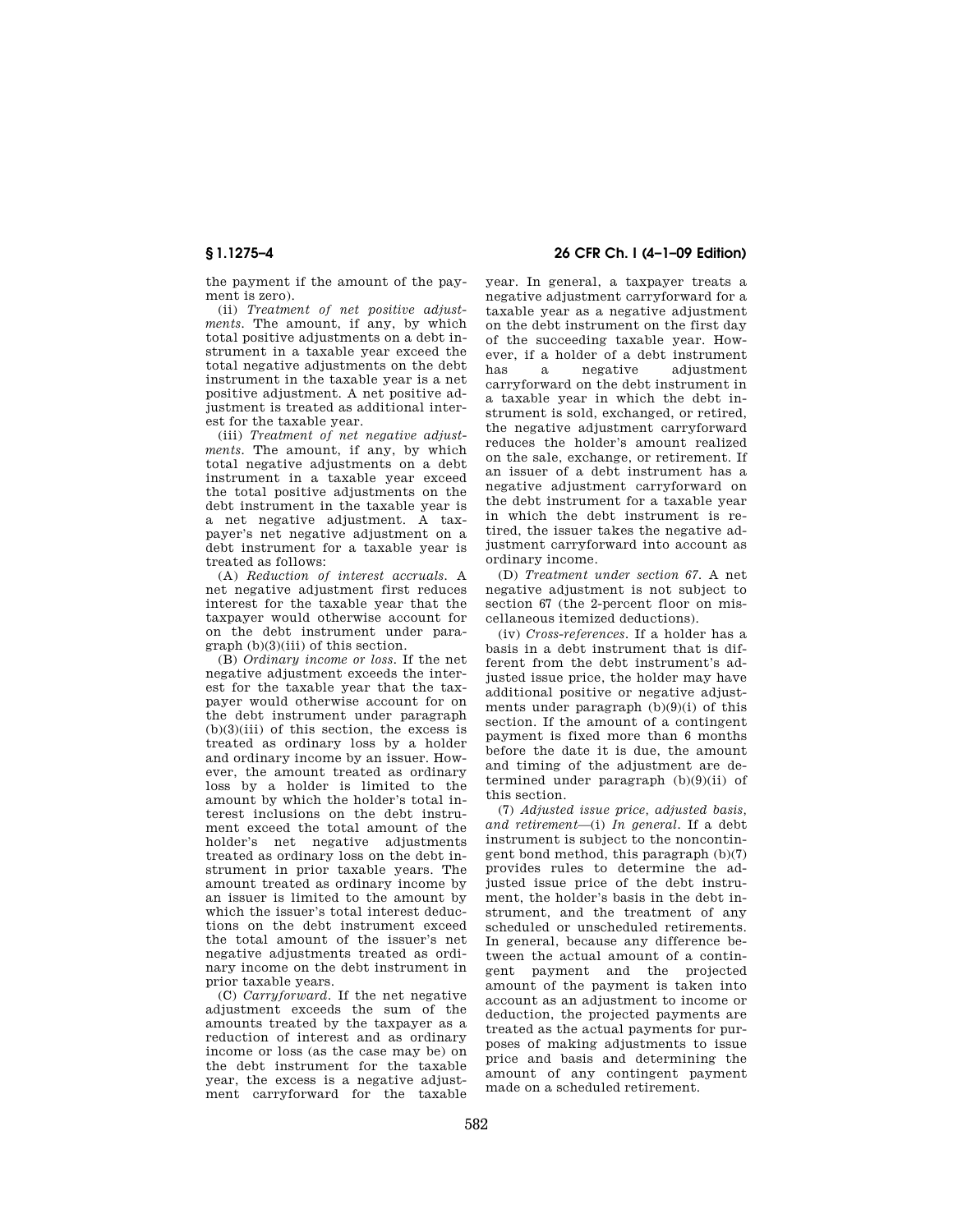the payment if the amount of the payment is zero).

(ii) *Treatment of net positive adjustments.* The amount, if any, by which total positive adjustments on a debt instrument in a taxable year exceed the total negative adjustments on the debt instrument in the taxable year is a net positive adjustment. A net positive adjustment is treated as additional interest for the taxable year.

(iii) *Treatment of net negative adjustments.* The amount, if any, by which total negative adjustments on a debt instrument in a taxable year exceed the total positive adjustments on the debt instrument in the taxable year is a net negative adjustment. A taxpayer's net negative adjustment on a debt instrument for a taxable year is treated as follows:

(A) *Reduction of interest accruals.* A net negative adjustment first reduces interest for the taxable year that the taxpayer would otherwise account for on the debt instrument under paragraph (b)(3)(iii) of this section.

(B) *Ordinary income or loss.* If the net negative adjustment exceeds the interest for the taxable year that the taxpayer would otherwise account for on the debt instrument under paragraph (b)(3)(iii) of this section, the excess is treated as ordinary loss by a holder and ordinary income by an issuer. However, the amount treated as ordinary loss by a holder is limited to the amount by which the holder's total interest inclusions on the debt instrument exceed the total amount of the holder's net negative adjustments treated as ordinary loss on the debt instrument in prior taxable years. The amount treated as ordinary income by an issuer is limited to the amount by which the issuer's total interest deductions on the debt instrument exceed the total amount of the issuer's net negative adjustments treated as ordinary income on the debt instrument in prior taxable years.

(C) *Carryforward.* If the net negative adjustment exceeds the sum of the amounts treated by the taxpayer as a reduction of interest and as ordinary income or loss (as the case may be) on the debt instrument for the taxable year, the excess is a negative adjustment carryforward for the taxable year. In general, a taxpayer treats a negative adjustment carryforward for a taxable year as a negative adjustment on the debt instrument on the first day of the succeeding taxable year. However, if a holder of a debt instrument has a negative adjustment carryforward on the debt instrument in a taxable year in which the debt instrument is sold, exchanged, or retired, the negative adjustment carryforward reduces the holder's amount realized on the sale, exchange, or retirement. If an issuer of a debt instrument has a negative adjustment carryforward on the debt instrument for a taxable year in which the debt instrument is retired, the issuer takes the negative adjustment carryforward into account as ordinary income.

(D) *Treatment under section 67.* A net negative adjustment is not subject to section 67 (the 2-percent floor on miscellaneous itemized deductions).

(iv) *Cross-references.* If a holder has a basis in a debt instrument that is different from the debt instrument's adjusted issue price, the holder may have additional positive or negative adjustments under paragraph (b)(9)(i) of this section. If the amount of a contingent payment is fixed more than 6 months before the date it is due, the amount and timing of the adjustment are determined under paragraph (b)(9)(ii) of this section.

(7) *Adjusted issue price, adjusted basis, and retirement*—(i) *In general.* If a debt instrument is subject to the noncontingent bond method, this paragraph (b)(7) provides rules to determine the adjusted issue price of the debt instrument, the holder's basis in the debt instrument, and the treatment of any scheduled or unscheduled retirements. In general, because any difference between the actual amount of a contingent payment and the projected amount of the payment is taken into account as an adjustment to income or deduction, the projected payments are treated as the actual payments for purposes of making adjustments to issue price and basis and determining the amount of any contingent payment made on a scheduled retirement.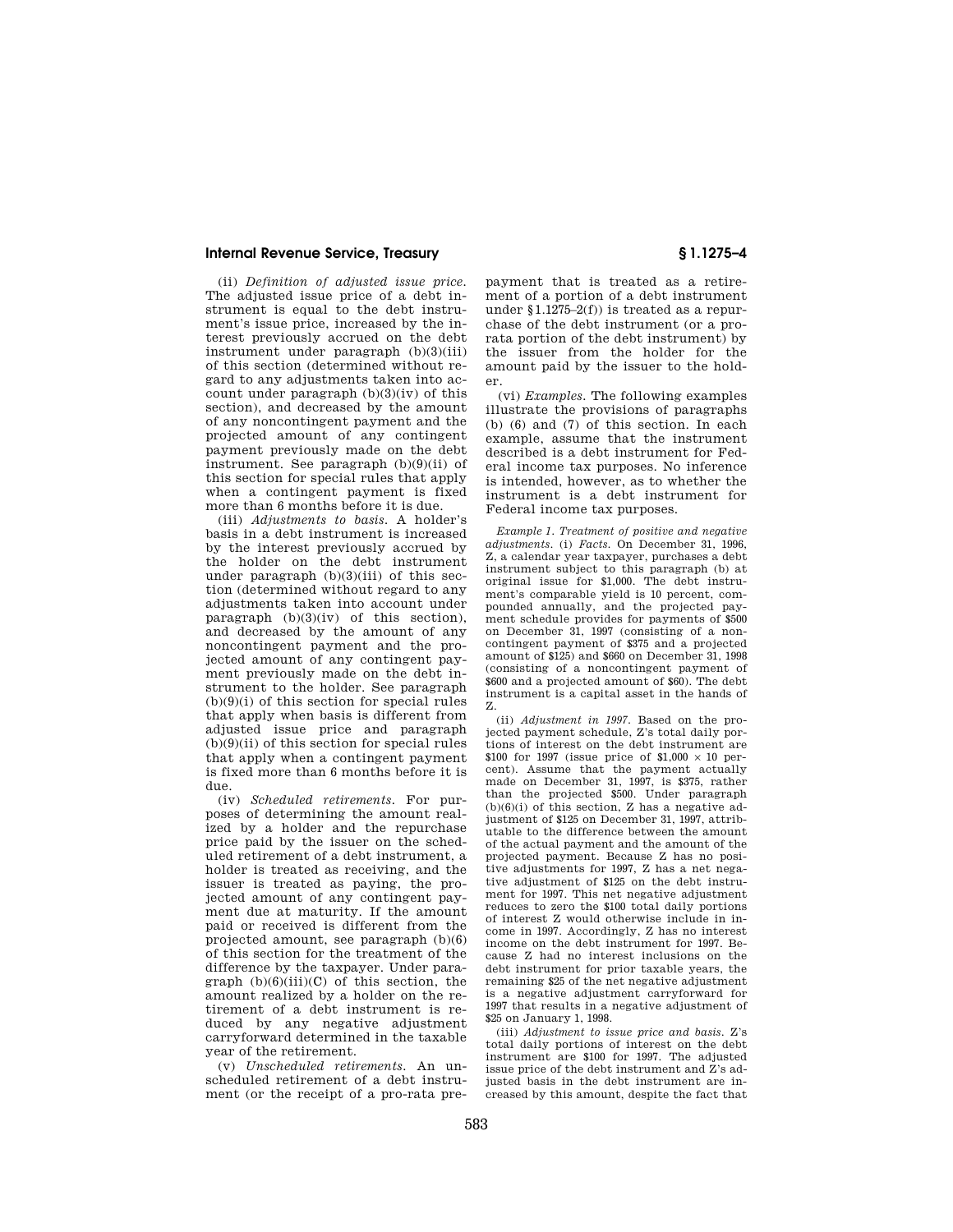(ii) *Definition of adjusted issue price.* The adjusted issue price of a debt instrument is equal to the debt instrument's issue price, increased by the interest previously accrued on the debt instrument under paragraph (b)(3)(iii) of this section (determined without regard to any adjustments taken into account under paragraph (b)(3)(iv) of this section), and decreased by the amount of any noncontingent payment and the projected amount of any contingent payment previously made on the debt instrument. See paragraph (b)(9)(ii) of this section for special rules that apply when a contingent payment is fixed more than 6 months before it is due.

(iii) *Adjustments to basis.* A holder's basis in a debt instrument is increased by the interest previously accrued by the holder on the debt instrument under paragraph (b)(3)(iii) of this section (determined without regard to any adjustments taken into account under paragraph (b)(3)(iv) of this section), and decreased by the amount of any noncontingent payment and the projected amount of any contingent payment previously made on the debt instrument to the holder. See paragraph (b)(9)(i) of this section for special rules that apply when basis is different from adjusted issue price and paragraph (b)(9)(ii) of this section for special rules that apply when a contingent payment is fixed more than 6 months before it is due.

(iv) *Scheduled retirements.* For purposes of determining the amount realized by a holder and the repurchase price paid by the issuer on the scheduled retirement of a debt instrument, a holder is treated as receiving, and the issuer is treated as paying, the projected amount of any contingent payment due at maturity. If the amount paid or received is different from the projected amount, see paragraph (b)(6) of this section for the treatment of the difference by the taxpayer. Under paragraph (b)(6)(iii)(C) of this section, the amount realized by a holder on the retirement of a debt instrument is reduced by any negative adjustment carryforward determined in the taxable year of the retirement.

(v) *Unscheduled retirements.* An unscheduled retirement of a debt instrument (or the receipt of a pro-rata prepayment that is treated as a retirement of a portion of a debt instrument under §1.1275–2(f)) is treated as a repurchase of the debt instrument (or a pro-rata portion of the debt instrument) by the issuer from the holder for the amount paid by the issuer to the holder.

(vi) *Examples.* The following examples illustrate the provisions of paragraphs (b) (6) and (7) of this section. In each example, assume that the instrument described is a debt instrument for Federal income tax purposes. No inference is intended, however, as to whether the instrument is a debt instrument for Federal income tax purposes.

*Example 1. Treatment of positive and negative adjustments.* (i) *Facts.* On December 31, 1996, Z, a calendar year taxpayer, purchases a debt instrument subject to this paragraph (b) at original issue for $1,000. The debt instrument's comparable yield is 10 percent, compounded annually, and the projected payment schedule provides for payments of $500 on December 31, 1997 (consisting of a noncontingent payment of $375 and a projected amount of $125) and $660 on December 31, 1998 (consisting of a noncontingent payment of $600 and a projected amount of $60). The debt instrument is a capital asset in the hands of Z.

(ii) *Adjustment in 1997.* Based on the projected payment schedule, Z's total daily portions of interest on the debt instrument are $100 for 1997 (issue price of $1,000 × 10 percent). Assume that the payment actually made on December 31, 1997, is $375, rather than the projected $500. Under paragraph (b)(6)(i) of this section, Z has a negative adjustment of $125 on December 31, 1997, attributable to the difference between the amount of the actual payment and the amount of the projected payment. Because Z has no positive adjustments for 1997, Z has a net negative adjustment of $125 on the debt instrument for 1997. This net negative adjustment reduces to zero the $100 total daily portions of interest Z would otherwise include in income in 1997. Accordingly, Z has no interest income on the debt instrument for 1997. Because Z had no interest inclusions on the debt instrument for prior taxable years, the remaining $25 of the net negative adjustment is a negative adjustment carryforward for 1997 that results in a negative adjustment of $25 on January 1, 1998.

(iii) *Adjustment to issue price and basis.* Z's total daily portions of interest on the debt instrument are $100 for 1997. The adjusted issue price of the debt instrument and Z's adjusted basis in the debt instrument are increased by this amount, despite the fact that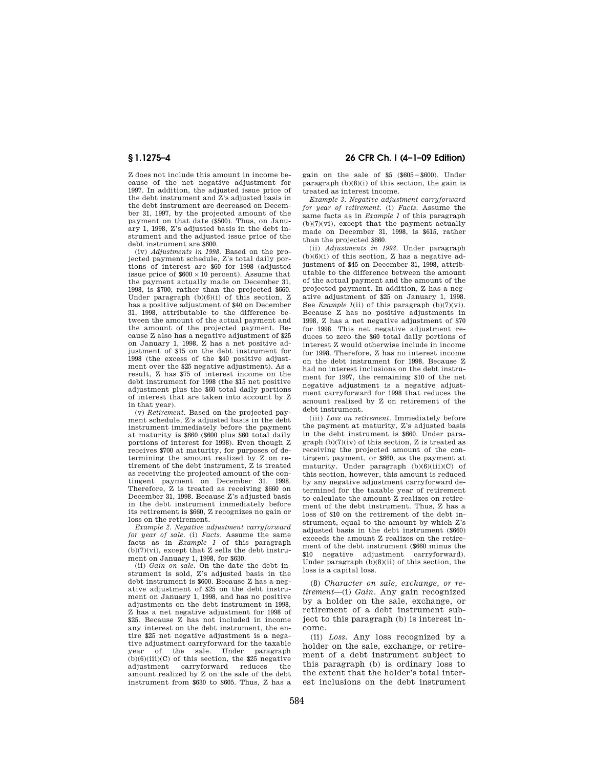Z does not include this amount in income because of the net negative adjustment for 1997. In addition, the adjusted issue price of the debt instrument and Z's adjusted basis in the debt instrument are decreased on December 31, 1997, by the projected amount of the payment on that date ($500). Thus, on January 1, 1998, Z's adjusted basis in the debt instrument and the adjusted issue price of the debt instrument are $600.

(iv) *Adjustments in 1998.* Based on the projected payment schedule, Z's total daily portions of interest are $60 for 1998 (adjusted issue price of $600 × 10 percent). Assume that the payment actually made on December 31, 1998, is $700, rather than the projected $660. Under paragraph (b)(6)(i) of this section, Z has a positive adjustment of $40 on December 31, 1998, attributable to the difference between the amount of the actual payment and the amount of the projected payment. Because Z also has a negative adjustment of $25 on January 1, 1998, Z has a net positive adjustment of $15 on the debt instrument for 1998 (the excess of the $40 positive adjustment over the $25 negative adjustment). As a result, Z has $75 of interest income on the debt instrument for 1998 (the $15 net positive adjustment plus the $60 total daily portions of interest that are taken into account by Z in that year).

(v) *Retirement.* Based on the projected payment schedule, Z's adjusted basis in the debt instrument immediately before the payment at maturity is $660 ($600 plus $60 total daily portions of interest for 1998). Even though Z receives $700 at maturity, for purposes of determining the amount realized by Z on retirement of the debt instrument, Z is treated as receiving the projected amount of the contingent payment on December 31, 1998. Therefore, Z is treated as receiving $660 on December 31, 1998. Because Z's adjusted basis in the debt instrument immediately before its retirement is $660, Z recognizes no gain or loss on the retirement.

*Example 2. Negative adjustment carryforward for year of sale.* (i) *Facts.* Assume the same facts as in *Example 1* of this paragraph (b)(7)(vi), except that Z sells the debt instrument on January 1, 1998, for $630.

(ii) *Gain on sale.* On the date the debt instrument is sold, Z's adjusted basis in the debt instrument is $600. Because Z has a negative adjustment of $25 on the debt instrument on January 1, 1998, and has no positive adjustments on the debt instrument in 1998, Z has a net negative adjustment for 1998 of $25. Because Z has not included in income any interest on the debt instrument, the entire $25 net negative adjustment is a negative adjustment carryforward for the taxable year of the sale. Under paragraph (b)(6)(iii)(C) of this section, the $25 negative adjustment carryforward reduces the amount realized by Z on the sale of the debt instrument from $630 to $605. Thus, Z has a gain on the sale of $5 ($605 − $600). Under paragraph (b)(8)(i) of this section, the gain is treated as interest income.

*Example 3. Negative adjustment carryforward for year of retirement.* (i) *Facts.* Assume the same facts as in *Example 1* of this paragraph (b)(7)(vi), except that the payment actually made on December 31, 1998, is $615, rather than the projected $660.

(ii) *Adjustments in 1998.* Under paragraph (b)(6)(i) of this section, Z has a negative adjustment of $45 on December 31, 1998, attributable to the difference between the amount of the actual payment and the amount of the projected payment. In addition, Z has a negative adjustment of $25 on January 1, 1998. See *Example 1*(ii) of this paragraph (b)(7)(vi). Because Z has no positive adjustments in 1998, Z has a net negative adjustment of $70 for 1998. This net negative adjustment reduces to zero the $60 total daily portions of interest Z would otherwise include in income for 1998. Therefore, Z has no interest income on the debt instrument for 1998. Because Z had no interest inclusions on the debt instrument for 1997, the remaining $10 of the net negative adjustment is a negative adjustment carryforward for 1998 that reduces the amount realized by Z on retirement of the debt instrument.

(iii) *Loss on retirement.* Immediately before the payment at maturity, Z's adjusted basis in the debt instrument is $660. Under paragraph (b)(7)(iv) of this section, Z is treated as receiving the projected amount of the contingent payment, or $660, as the payment at maturity. Under paragraph (b)(6)(iii)(C) of this section, however, this amount is reduced by any negative adjustment carryforward determined for the taxable year of retirement to calculate the amount Z realizes on retirement of the debt instrument. Thus, Z has a loss of $10 on the retirement of the debt instrument, equal to the amount by which Z's adjusted basis in the debt instrument ($660) exceeds the amount Z realizes on the retirement of the debt instrument ($660 minus the $10 negative adjustment carryforward). Under paragraph (b)(8)(ii) of this section, the loss is a capital loss.

(8) *Character on sale, exchange, or retirement*—(i) *Gain.* Any gain recognized by a holder on the sale, exchange, or retirement of a debt instrument subject to this paragraph (b) is interest income.

(ii) *Loss.* Any loss recognized by a holder on the sale, exchange, or retirement of a debt instrument subject to this paragraph (b) is ordinary loss to the extent that the holder's total interest inclusions on the debt instrument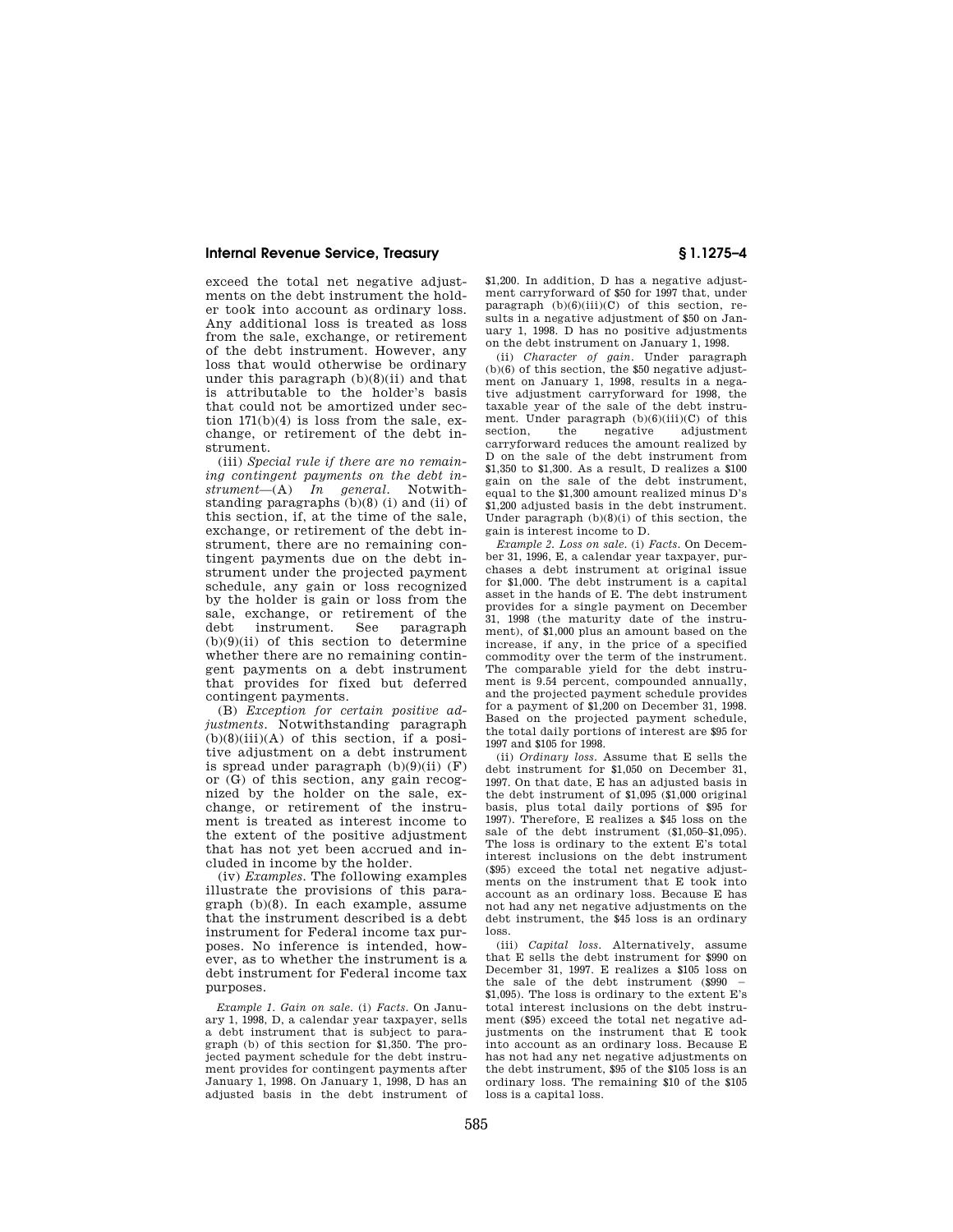exceed the total net negative adjustments on the debt instrument the holder took into account as ordinary loss. Any additional loss is treated as loss from the sale, exchange, or retirement of the debt instrument. However, any loss that would otherwise be ordinary under this paragraph (b)(8)(ii) and that is attributable to the holder's basis that could not be amortized under section 171(b)(4) is loss from the sale, exchange, or retirement of the debt instrument.

(iii) *Special rule if there are no remaining contingent payments on the debt instrument*—(A) *In general.* Notwithstanding paragraphs (b)(8) (i) and (ii) of this section, if, at the time of the sale, exchange, or retirement of the debt instrument, there are no remaining contingent payments due on the debt instrument under the projected payment schedule, any gain or loss recognized by the holder is gain or loss from the sale, exchange, or retirement of the debt instrument. See paragraph (b)(9)(ii) of this section to determine whether there are no remaining contingent payments on a debt instrument that provides for fixed but deferred contingent payments.

(B) *Exception for certain positive adjustments.* Notwithstanding paragraph (b)(8)(iii)(A) of this section, if a positive adjustment on a debt instrument is spread under paragraph (b)(9)(ii) (F) or (G) of this section, any gain recognized by the holder on the sale, exchange, or retirement of the instrument is treated as interest income to the extent of the positive adjustment that has not yet been accrued and included in income by the holder.

(iv) *Examples.* The following examples illustrate the provisions of this paragraph (b)(8). In each example, assume that the instrument described is a debt instrument for Federal income tax purposes. No inference is intended, however, as to whether the instrument is a debt instrument for Federal income tax purposes.

*Example 1. Gain on sale.* (i) *Facts.* On January 1, 1998, D, a calendar year taxpayer, sells a debt instrument that is subject to paragraph (b) of this section for $1,350. The projected payment schedule for the debt instrument provides for contingent payments after January 1, 1998. On January 1, 1998, D has an adjusted basis in the debt instrument of $1,200. In addition, D has a negative adjustment carryforward of $50 for 1997 that, under paragraph (b)(6)(iii)(C) of this section, results in a negative adjustment of $50 on January 1, 1998. D has no positive adjustments on the debt instrument on January 1, 1998.

(ii) *Character of gain.* Under paragraph (b)(6) of this section, the $50 negative adjustment on January 1, 1998, results in a negative adjustment carryforward for 1998, the taxable year of the sale of the debt instrument. Under paragraph (b)(6)(iii)(C) of this section, the negative adjustment carryforward reduces the amount realized by D on the sale of the debt instrument from $1,350 to $1,300. As a result, D realizes a $100 gain on the sale of the debt instrument, equal to the $1,300 amount realized minus D's $1,200 adjusted basis in the debt instrument. Under paragraph (b)(8)(i) of this section, the gain is interest income to D.

*Example 2. Loss on sale.* (i) *Facts.* On December 31, 1996, E, a calendar year taxpayer, purchases a debt instrument at original issue for $1,000. The debt instrument is a capital asset in the hands of E. The debt instrument provides for a single payment on December 31, 1998 (the maturity date of the instrument), of $1,000 plus an amount based on the increase, if any, in the price of a specified commodity over the term of the instrument. The comparable yield for the debt instrument is 9.54 percent, compounded annually, and the projected payment schedule provides for a payment of $1,200 on December 31, 1998. Based on the projected payment schedule, the total daily portions of interest are $95 for 1997 and $105 for 1998.

(ii) *Ordinary loss.* Assume that E sells the debt instrument for $1,050 on December 31, 1997. On that date, E has an adjusted basis in the debt instrument of $1,095 ($1,000 original basis, plus total daily portions of $95 for 1997). Therefore, E realizes a $45 loss on the sale of the debt instrument ($1,050–$1,095). The loss is ordinary to the extent E's total interest inclusions on the debt instrument ($95) exceed the total net negative adjustments on the instrument that E took into account as an ordinary loss. Because E has not had any net negative adjustments on the debt instrument, the $45 loss is an ordinary loss.

(iii) *Capital loss.* Alternatively, assume that E sells the debt instrument for $990 on December 31, 1997. E realizes a $105 loss on the sale of the debt instrument ($990 − $1,095). The loss is ordinary to the extent E's total interest inclusions on the debt instrument ($95) exceed the total net negative adjustments on the instrument that E took into account as an ordinary loss. Because E has not had any net negative adjustments on the debt instrument, $95 of the $105 loss is an ordinary loss. The remaining $10 of the $105 loss is a capital loss.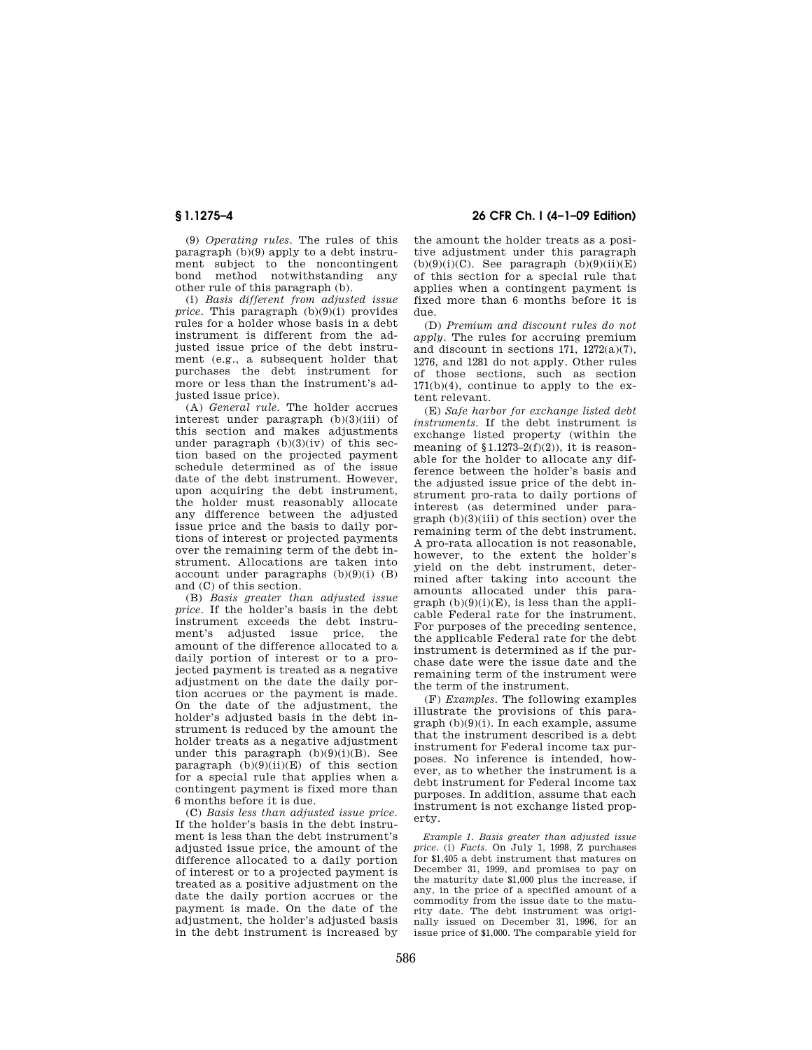(9) *Operating rules*. The rules of this paragraph (b)(9) apply to a debt instrument subject to the noncontingent bond method notwithstanding any other rule of this paragraph (b).

(i) *Basis different from adjusted issue price*. This paragraph (b)(9)(i) provides rules for a holder whose basis in a debt instrument is different from the adjusted issue price of the debt instrument (e.g., a subsequent holder that purchases the debt instrument for more or less than the instrument's adjusted issue price).

(A) *General rule*. The holder accrues interest under paragraph (b)(3)(iii) of this section and makes adjustments under paragraph (b)(3)(iv) of this section based on the projected payment schedule determined as of the issue date of the debt instrument. However, upon acquiring the debt instrument, the holder must reasonably allocate any difference between the adjusted issue price and the basis to daily portions of interest or projected payments over the remaining term of the debt instrument. Allocations are taken into account under paragraphs (b)(9)(i) (B) and (C) of this section.

(B) *Basis greater than adjusted issue price*. If the holder's basis in the debt instrument exceeds the debt instrument's adjusted issue price, the amount of the difference allocated to a daily portion of interest or to a projected payment is treated as a negative adjustment on the date the daily portion accrues or the payment is made. On the date of the adjustment, the holder's adjusted basis in the debt instrument is reduced by the amount the holder treats as a negative adjustment under this paragraph (b)(9)(i)(B). See paragraph (b)(9)(ii)(E) of this section for a special rule that applies when a contingent payment is fixed more than 6 months before it is due.

(C) *Basis less than adjusted issue price*. If the holder's basis in the debt instrument is less than the debt instrument's adjusted issue price, the amount of the difference allocated to a daily portion of interest or to a projected payment is treated as a positive adjustment on the date the daily portion accrues or the payment is made. On the date of the adjustment, the holder's adjusted basis in the debt instrument is increased by the amount the holder treats as a positive adjustment under this paragraph (b)(9)(i)(C). See paragraph (b)(9)(ii)(E) of this section for a special rule that applies when a contingent payment is fixed more than 6 months before it is due.

(D) *Premium and discount rules do not apply*. The rules for accruing premium and discount in sections 171, 1272(a)(7), 1276, and 1281 do not apply. Other rules of those sections, such as section 171(b)(4), continue to apply to the extent relevant.

(E) *Safe harbor for exchange listed debt instruments*. If the debt instrument is exchange listed property (within the meaning of §1.1273–2(f)(2)), it is reasonable for the holder to allocate any difference between the holder's basis and the adjusted issue price of the debt instrument pro-rata to daily portions of interest (as determined under paragraph (b)(3)(iii) of this section) over the remaining term of the debt instrument. A pro-rata allocation is not reasonable, however, to the extent the holder's yield on the debt instrument, determined after taking into account the amounts allocated under this paragraph (b)(9)(i)(E), is less than the applicable Federal rate for the instrument. For purposes of the preceding sentence, the applicable Federal rate for the debt instrument is determined as if the purchase date were the issue date and the remaining term of the instrument were the term of the instrument.

(F) *Examples*. The following examples illustrate the provisions of this paragraph (b)(9)(i). In each example, assume that the instrument described is a debt instrument for Federal income tax purposes. No inference is intended, however, as to whether the instrument is a debt instrument for Federal income tax purposes. In addition, assume that each instrument is not exchange listed property.

*Example 1. Basis greater than adjusted issue price*. (i) *Facts*. On July 1, 1998, Z purchases for $1,405 a debt instrument that matures on December 31, 1999, and promises to pay on the maturity date $1,000 plus the increase, if any, in the price of a specified amount of a commodity from the issue date to the maturity date. The debt instrument was originally issued on December 31, 1996, for an issue price of $1,000. The comparable yield for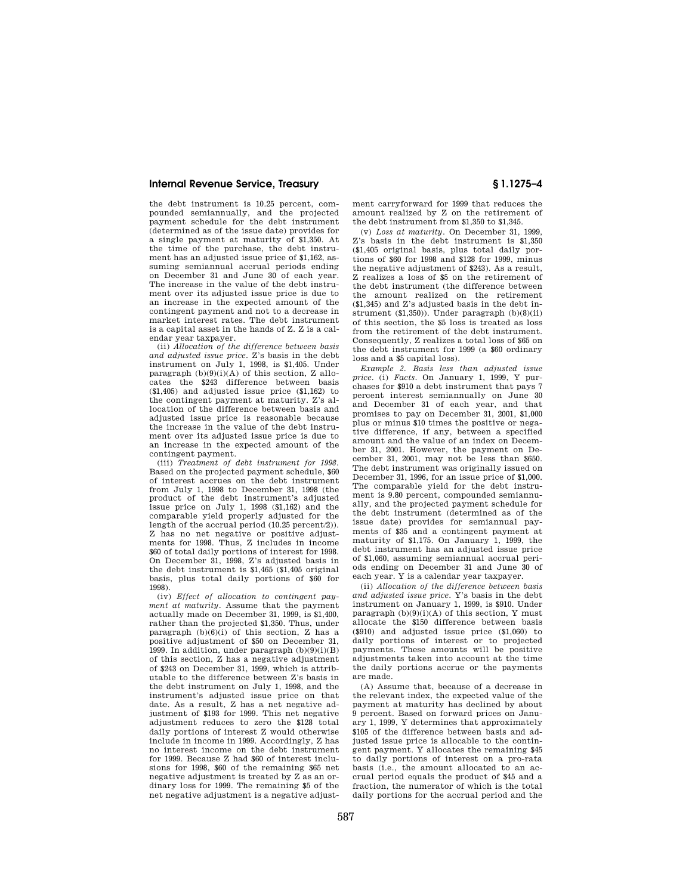the debt instrument is 10.25 percent, compounded semiannually, and the projected payment schedule for the debt instrument (determined as of the issue date) provides for a single payment at maturity of $1,350. At the time of the purchase, the debt instrument has an adjusted issue price of $1,162, assuming semiannual accrual periods ending on December 31 and June 30 of each year. The increase in the value of the debt instrument over its adjusted issue price is due to an increase in the expected amount of the contingent payment and not to a decrease in market interest rates. The debt instrument is a capital asset in the hands of Z. Z is a calendar year taxpayer.

(ii) *Allocation of the difference between basis and adjusted issue price.* Z's basis in the debt instrument on July 1, 1998, is $1,405. Under paragraph (b)(9)(i)(A) of this section, Z allocates the $243 difference between basis ($1,405) and adjusted issue price ($1,162) to the contingent payment at maturity. Z's allocation of the difference between basis and adjusted issue price is reasonable because the increase in the value of the debt instrument over its adjusted issue price is due to an increase in the expected amount of the contingent payment.

(iii) *Treatment of debt instrument for 1998.* Based on the projected payment schedule, $60 of interest accrues on the debt instrument from July 1, 1998 to December 31, 1998 (the product of the debt instrument's adjusted issue price on July 1, 1998 ($1,162) and the comparable yield properly adjusted for the length of the accrual period (10.25 percent/2)). Z has no net negative or positive adjustments for 1998. Thus, Z includes in income $60 of total daily portions of interest for 1998. On December 31, 1998, Z's adjusted basis in the debt instrument is $1,465 ($1,405 original basis, plus total daily portions of $60 for 1998).

(iv) *Effect of allocation to contingent payment at maturity.* Assume that the payment actually made on December 31, 1999, is $1,400, rather than the projected $1,350. Thus, under paragraph (b)(6)(i) of this section, Z has a positive adjustment of $50 on December 31, 1999. In addition, under paragraph (b)(9)(i)(B) of this section, Z has a negative adjustment of $243 on December 31, 1999, which is attributable to the difference between Z's basis in the debt instrument on July 1, 1998, and the instrument's adjusted issue price on that date. As a result, Z has a net negative adjustment of $193 for 1999. This net negative adjustment reduces to zero the $128 total daily portions of interest Z would otherwise include in income in 1999. Accordingly, Z has no interest income on the debt instrument for 1999. Because Z had $60 of interest inclusions for 1998, $60 of the remaining $65 net negative adjustment is treated by Z as an ordinary loss for 1999. The remaining $5 of the net negative adjustment is a negative adjustment carryforward for 1999 that reduces the amount realized by Z on the retirement of the debt instrument from $1,350 to $1,345.

(v) *Loss at maturity.* On December 31, 1999, Z's basis in the debt instrument is $1,350 ($1,405 original basis, plus total daily portions of $60 for 1998 and $128 for 1999, minus the negative adjustment of $243). As a result, Z realizes a loss of $5 on the retirement of the debt instrument (the difference between the amount realized on the retirement ($1,345) and Z's adjusted basis in the debt instrument ($1,350)). Under paragraph (b)(8)(ii) of this section, the $5 loss is treated as loss from the retirement of the debt instrument. Consequently, Z realizes a total loss of $65 on the debt instrument for 1999 (a $60 ordinary loss and a $5 capital loss).

*Example 2. Basis less than adjusted issue price.* (i) *Facts.* On January 1, 1999, Y purchases for $910 a debt instrument that pays 7 percent interest semiannually on June 30 and December 31 of each year, and that promises to pay on December 31, 2001, $1,000 plus or minus $10 times the positive or negative difference, if any, between a specified amount and the value of an index on December 31, 2001. However, the payment on December 31, 2001, may not be less than $650. The debt instrument was originally issued on December 31, 1996, for an issue price of $1,000. The comparable yield for the debt instrument is 9.80 percent, compounded semiannually, and the projected payment schedule for the debt instrument (determined as of the issue date) provides for semiannual payments of $35 and a contingent payment at maturity of $1,175. On January 1, 1999, the debt instrument has an adjusted issue price of $1,060, assuming semiannual accrual periods ending on December 31 and June 30 of each year. Y is a calendar year taxpayer.

(ii) *Allocation of the difference between basis and adjusted issue price.* Y's basis in the debt instrument on January 1, 1999, is $910. Under paragraph (b)(9)(i)(A) of this section, Y must allocate the $150 difference between basis ($910) and adjusted issue price ($1,060) to daily portions of interest or to projected payments. These amounts will be positive adjustments taken into account at the time the daily portions accrue or the payments are made.

(A) Assume that, because of a decrease in the relevant index, the expected value of the payment at maturity has declined by about 9 percent. Based on forward prices on January 1, 1999, Y determines that approximately $105 of the difference between basis and adjusted issue price is allocable to the contingent payment. Y allocates the remaining $45 to daily portions of interest on a pro-rata basis (i.e., the amount allocated to an accrual period equals the product of $45 and a fraction, the numerator of which is the total daily portions for the accrual period and the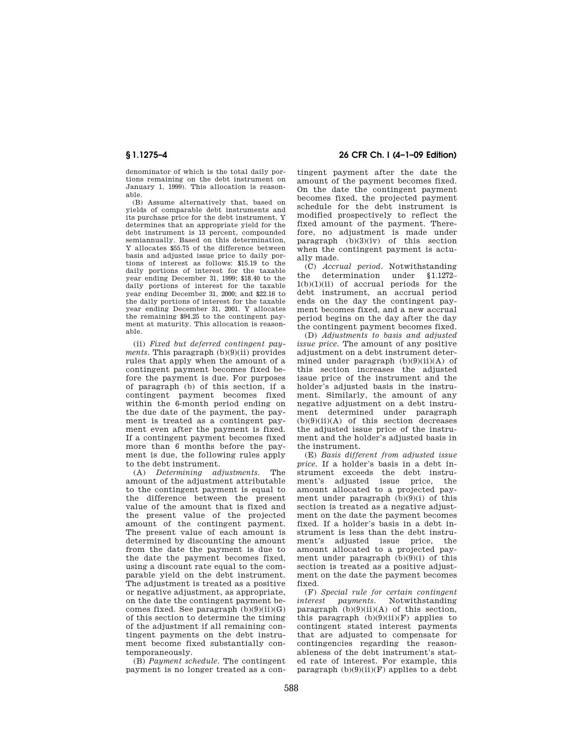denominator of which is the total daily portions remaining on the debt instrument on January 1, 1999). This allocation is reasonable.

(B) Assume alternatively that, based on yields of comparable debt instruments and its purchase price for the debt instrument, Y determines that an appropriate yield for the debt instrument is 13 percent, compounded semiannually. Based on this determination, Y allocates $55.75 of the difference between basis and adjusted issue price to daily portions of interest as follows: $15.19 to the daily portions of interest for the taxable year ending December 31, 1999; $18.40 to the daily portions of interest for the taxable year ending December 31, 2000; and $22.16 to the daily portions of interest for the taxable year ending December 31, 2001. Y allocates the remaining $94.25 to the contingent payment at maturity. This allocation is reasonable.

(ii) *Fixed but deferred contingent payments.* This paragraph (b)(9)(ii) provides rules that apply when the amount of a contingent payment becomes fixed before the payment is due. For purposes of paragraph (b) of this section, if a contingent payment becomes fixed within the 6-month period ending on the due date of the payment, the payment is treated as a contingent payment even after the payment is fixed. If a contingent payment becomes fixed more than 6 months before the payment is due, the following rules apply to the debt instrument.

(A) *Determining adjustments.* The amount of the adjustment attributable to the contingent payment is equal to the difference between the present value of the amount that is fixed and the present value of the projected amount of the contingent payment. The present value of each amount is determined by discounting the amount from the date the payment is due to the date the payment becomes fixed, using a discount rate equal to the comparable yield on the debt instrument. The adjustment is treated as a positive or negative adjustment, as appropriate, on the date the contingent payment becomes fixed. See paragraph (b)(9)(ii)(G) of this section to determine the timing of the adjustment if all remaining contingent payments on the debt instrument become fixed substantially contemporaneously.

(B) *Payment schedule.* The contingent payment is no longer treated as a contingent payment after the date the amount of the payment becomes fixed. On the date the contingent payment becomes fixed, the projected payment schedule for the debt instrument is modified prospectively to reflect the fixed amount of the payment. Therefore, no adjustment is made under paragraph (b)(3)(iv) of this section when the contingent payment is actually made.

(C) *Accrual period.* Notwithstanding the determination under §1.1272–1(b)(1)(ii) of accrual periods for the debt instrument, an accrual period ends on the day the contingent payment becomes fixed, and a new accrual period begins on the day after the day the contingent payment becomes fixed.

(D) *Adjustments to basis and adjusted issue price.* The amount of any positive adjustment on a debt instrument determined under paragraph (b)(9)(ii)(A) of this section increases the adjusted issue price of the instrument and the holder's adjusted basis in the instrument. Similarly, the amount of any negative adjustment on a debt instrument determined under paragraph (b)(9)(ii)(A) of this section decreases the adjusted issue price of the instrument and the holder's adjusted basis in the instrument.

(E) *Basis different from adjusted issue price.* If a holder's basis in a debt instrument exceeds the debt instrument's adjusted issue price, the amount allocated to a projected payment under paragraph (b)(9)(i) of this section is treated as a negative adjustment on the date the payment becomes fixed. If a holder's basis in a debt instrument is less than the debt instrument's adjusted issue price, the amount allocated to a projected payment under paragraph (b)(9)(i) of this section is treated as a positive adjustment on the date the payment becomes fixed.

(F) *Special rule for certain contingent interest payments.* Notwithstanding paragraph (b)(9)(ii)(A) of this section, this paragraph (b)(9)(ii)(F) applies to contingent stated interest payments that are adjusted to compensate for contingencies regarding the reasonableness of the debt instrument's stated rate of interest. For example, this paragraph (b)(9)(ii)(F) applies to a debt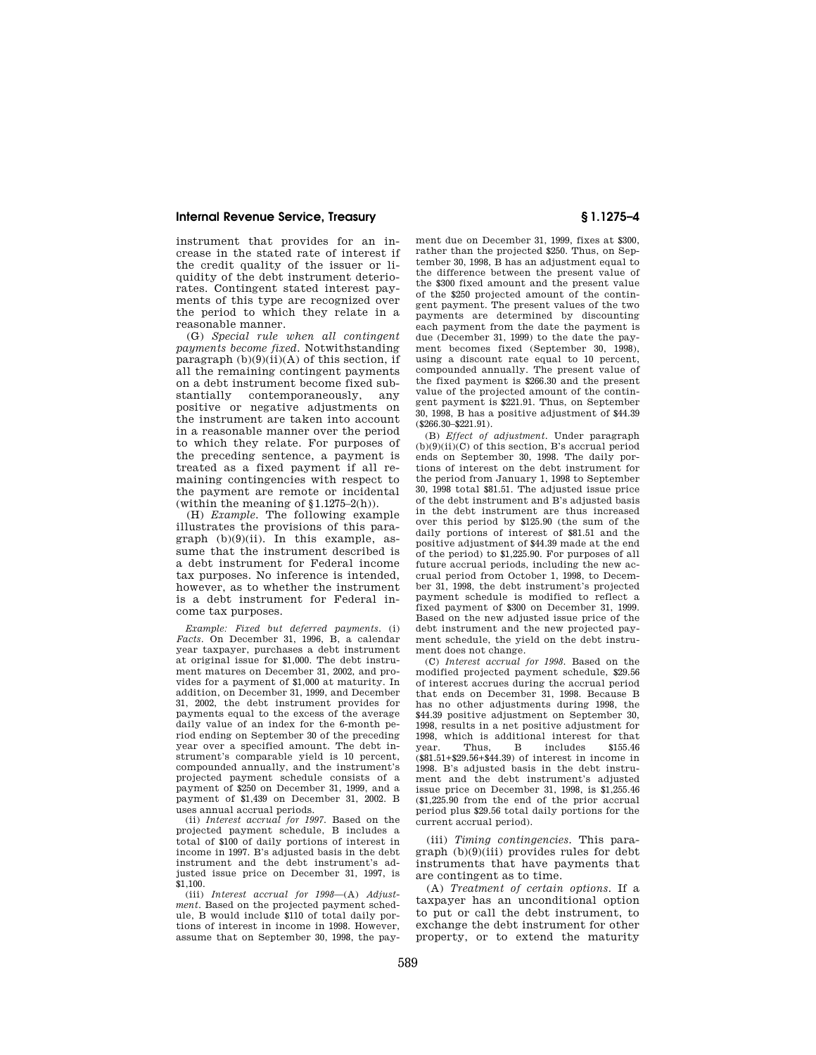instrument that provides for an increase in the stated rate of interest if the credit quality of the issuer or liquidity of the debt instrument deteriorates. Contingent stated interest payments of this type are recognized over the period to which they relate in a reasonable manner.

(G) *Special rule when all contingent payments become fixed.* Notwithstanding paragraph (b)(9)(ii)(A) of this section, if all the remaining contingent payments on a debt instrument become fixed substantially contemporaneously, any positive or negative adjustments on the instrument are taken into account in a reasonable manner over the period to which they relate. For purposes of the preceding sentence, a payment is treated as a fixed payment if all remaining contingencies with respect to the payment are remote or incidental (within the meaning of §1.1275–2(h)).

(H) *Example.* The following example illustrates the provisions of this paragraph (b)(9)(ii). In this example, assume that the instrument described is a debt instrument for Federal income tax purposes. No inference is intended, however, as to whether the instrument is a debt instrument for Federal income tax purposes.

*Example: Fixed but deferred payments.* (i) *Facts.* On December 31, 1996, B, a calendar year taxpayer, purchases a debt instrument at original issue for $1,000. The debt instrument matures on December 31, 2002, and provides for a payment of $1,000 at maturity. In addition, on December 31, 1999, and December 31, 2002, the debt instrument provides for payments equal to the excess of the average daily value of an index for the 6-month period ending on September 30 of the preceding year over a specified amount. The debt instrument's comparable yield is 10 percent, compounded annually, and the instrument's projected payment schedule consists of a payment of $250 on December 31, 1999, and a payment of $1,439 on December 31, 2002. B uses annual accrual periods.

(ii) *Interest accrual for 1997.* Based on the projected payment schedule, B includes a total of $100 of daily portions of interest in income in 1997. B's adjusted basis in the debt instrument and the debt instrument's adjusted issue price on December 31, 1997, is $1,100.

(iii) *Interest accrual for 1998*—(A) *Adjustment.* Based on the projected payment schedule, B would include $110 of total daily portions of interest in income in 1998. However, assume that on September 30, 1998, the payment due on December 31, 1999, fixes at $300, rather than the projected $250. Thus, on September 30, 1998, B has an adjustment equal to the difference between the present value of the $300 fixed amount and the present value of the $250 projected amount of the contingent payment. The present values of the two payments are determined by discounting each payment from the date the payment is due (December 31, 1999) to the date the payment becomes fixed (September 30, 1998), using a discount rate equal to 10 percent, compounded annually. The present value of the fixed payment is $266.30 and the present value of the projected amount of the contingent payment is $221.91. Thus, on September 30, 1998, B has a positive adjustment of $44.39 ($266.30–$221.91).

(B) *Effect of adjustment.* Under paragraph (b)(9)(ii)(C) of this section, B's accrual period ends on September 30, 1998. The daily portions of interest on the debt instrument for the period from January 1, 1998 to September 30, 1998 total $81.51. The adjusted issue price of the debt instrument and B's adjusted basis in the debt instrument are thus increased over this period by $125.90 (the sum of the daily portions of interest of $81.51 and the positive adjustment of $44.39 made at the end of the period) to $1,225.90. For purposes of all future accrual periods, including the new accrual period from October 1, 1998, to December 31, 1998, the debt instrument's projected payment schedule is modified to reflect a fixed payment of $300 on December 31, 1999. Based on the new adjusted issue price of the debt instrument and the new projected payment schedule, the yield on the debt instrument does not change.

(C) *Interest accrual for 1998.* Based on the modified projected payment schedule, $29.56 of interest accrues during the accrual period that ends on December 31, 1998. Because B has no other adjustments during 1998, the $44.39 positive adjustment on September 30, 1998, results in a net positive adjustment for 1998, which is additional interest for that year. Thus, B includes $155.46 ($81.51+$29.56+$44.39) of interest in income in 1998. B's adjusted basis in the debt instrument and the debt instrument's adjusted issue price on December 31, 1998, is $1,255.46 ($1,225.90 from the end of the prior accrual period plus $29.56 total daily portions for the current accrual period).

(iii) *Timing contingencies.* This paragraph (b)(9)(iii) provides rules for debt instruments that have payments that are contingent as to time.

(A) *Treatment of certain options.* If a taxpayer has an unconditional option to put or call the debt instrument, to exchange the debt instrument for other property, or to extend the maturity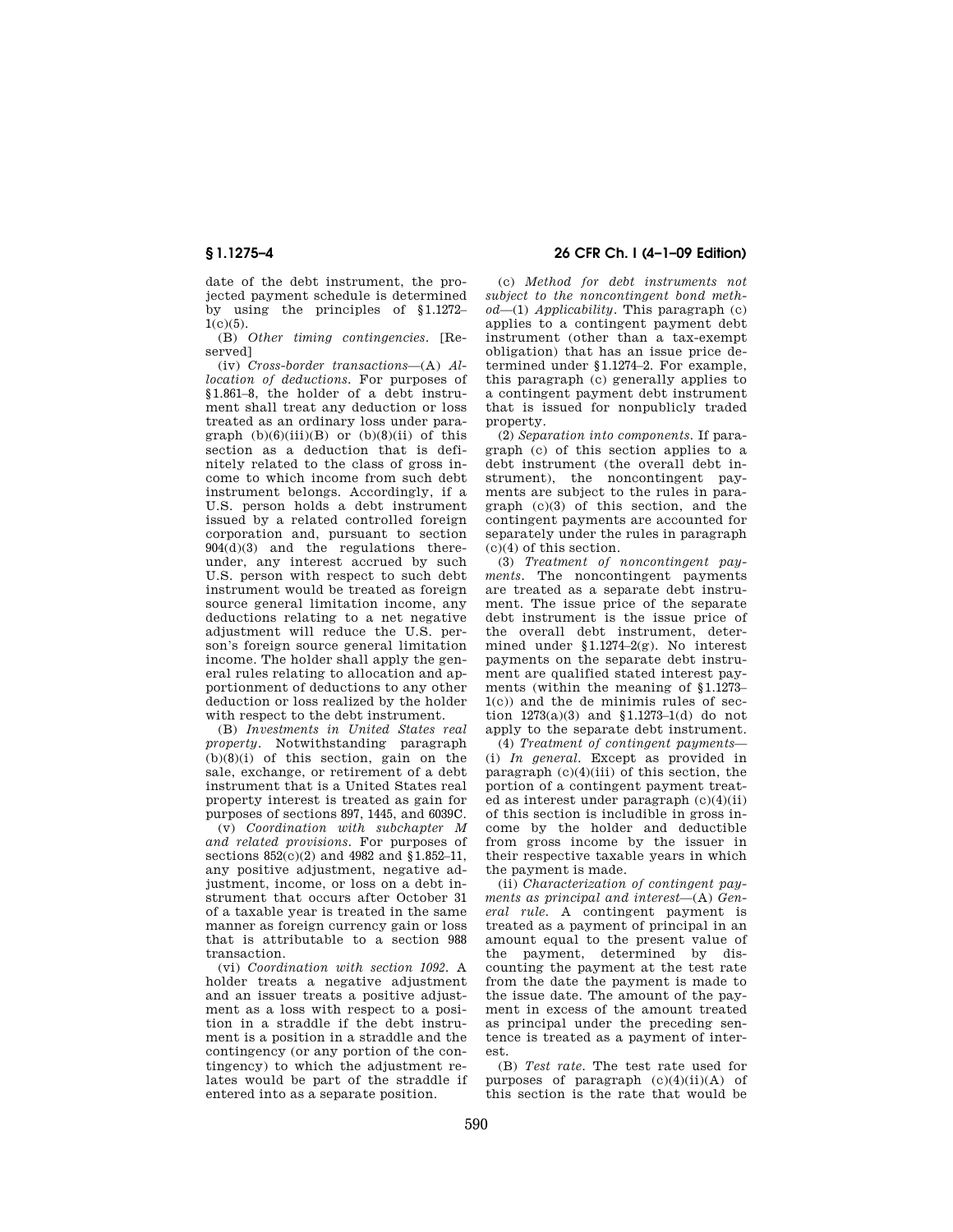date of the debt instrument, the projected payment schedule is determined by using the principles of §1.1272–1(c)(5).

(B) *Other timing contingencies.* [Reserved]

(iv) *Cross-border transactions*—(A) *Allocation of deductions.* For purposes of §1.861–8, the holder of a debt instrument shall treat any deduction or loss treated as an ordinary loss under paragraph (b)(6)(iii)(B) or (b)(8)(ii) of this section as a deduction that is definitely related to the class of gross income to which income from such debt instrument belongs. Accordingly, if a U.S. person holds a debt instrument issued by a related controlled foreign corporation and, pursuant to section 904(d)(3) and the regulations thereunder, any interest accrued by such U.S. person with respect to such debt instrument would be treated as foreign source general limitation income, any deductions relating to a net negative adjustment will reduce the U.S. person's foreign source general limitation income. The holder shall apply the general rules relating to allocation and apportionment of deductions to any other deduction or loss realized by the holder with respect to the debt instrument.

(B) *Investments in United States real property.* Notwithstanding paragraph (b)(8)(i) of this section, gain on the sale, exchange, or retirement of a debt instrument that is a United States real property interest is treated as gain for purposes of sections 897, 1445, and 6039C.

(v) *Coordination with subchapter M and related provisions.* For purposes of sections 852(c)(2) and 4982 and §1.852–11, any positive adjustment, negative adjustment, income, or loss on a debt instrument that occurs after October 31 of a taxable year is treated in the same manner as foreign currency gain or loss that is attributable to a section 988 transaction.

(vi) *Coordination with section 1092.* A holder treats a negative adjustment and an issuer treats a positive adjustment as a loss with respect to a position in a straddle if the debt instrument is a position in a straddle and the contingency (or any portion of the contingency) to which the adjustment relates would be part of the straddle if entered into as a separate position.

(c) *Method for debt instruments not subject to the noncontingent bond method*—(1) *Applicability.* This paragraph (c) applies to a contingent payment debt instrument (other than a tax-exempt obligation) that has an issue price determined under §1.1274–2. For example, this paragraph (c) generally applies to a contingent payment debt instrument that is issued for nonpublicly traded property.

(2) *Separation into components.* If paragraph (c) of this section applies to a debt instrument (the overall debt instrument), the noncontingent payments are subject to the rules in paragraph (c)(3) of this section, and the contingent payments are accounted for separately under the rules in paragraph (c)(4) of this section.

(3) *Treatment of noncontingent payments.* The noncontingent payments are treated as a separate debt instrument. The issue price of the separate debt instrument is the issue price of the overall debt instrument, determined under §1.1274–2(g). No interest payments on the separate debt instrument are qualified stated interest payments (within the meaning of §1.1273–1(c)) and the de minimis rules of section 1273(a)(3) and §1.1273–1(d) do not apply to the separate debt instrument.

(4) *Treatment of contingent payments*—(i) *In general.* Except as provided in paragraph (c)(4)(iii) of this section, the portion of a contingent payment treated as interest under paragraph (c)(4)(ii) of this section is includible in gross income by the holder and deductible from gross income by the issuer in their respective taxable years in which the payment is made.

(ii) *Characterization of contingent payments as principal and interest*—(A) *General rule.* A contingent payment is treated as a payment of principal in an amount equal to the present value of the payment, determined by discounting the payment at the test rate from the date the payment is made to the issue date. The amount of the payment in excess of the amount treated as principal under the preceding sentence is treated as a payment of interest.

(B) *Test rate.* The test rate used for purposes of paragraph (c)(4)(ii)(A) of this section is the rate that would be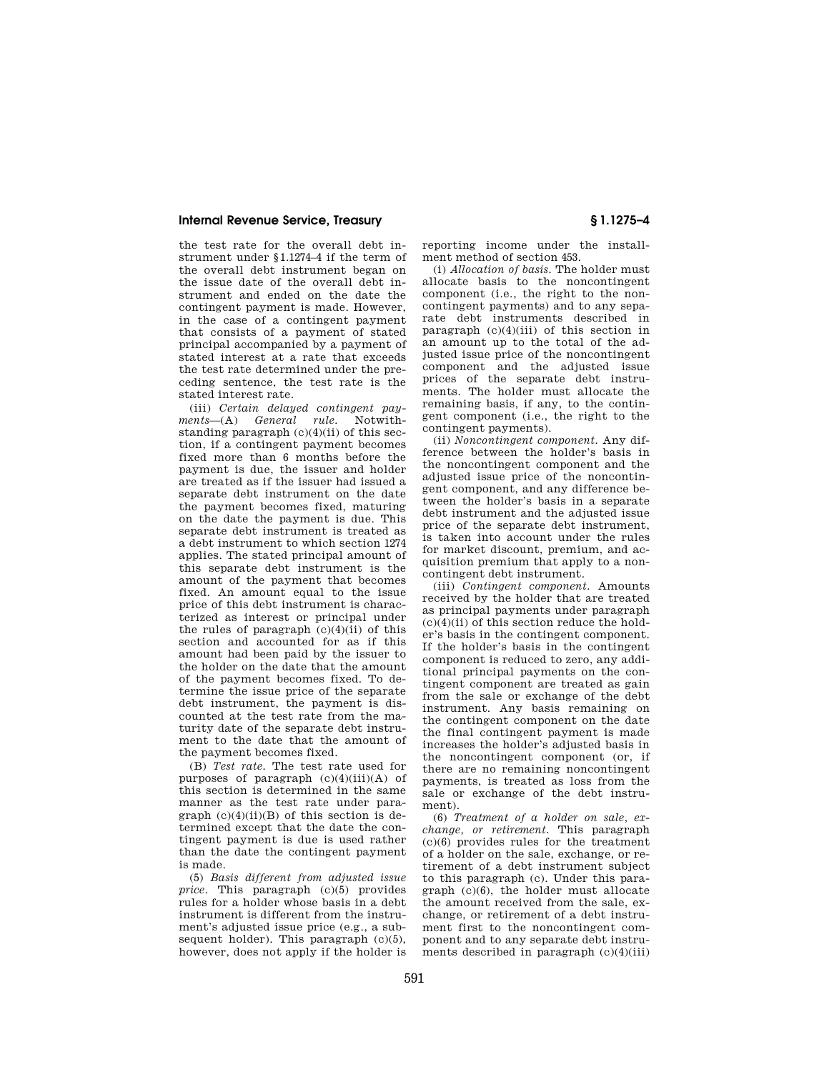the test rate for the overall debt instrument under §1.1274–4 if the term of the overall debt instrument began on the issue date of the overall debt instrument and ended on the date the contingent payment is made. However, in the case of a contingent payment that consists of a payment of stated principal accompanied by a payment of stated interest at a rate that exceeds the test rate determined under the preceding sentence, the test rate is the stated interest rate.

(iii) *Certain delayed contingent payments*—(A) *General rule.* Notwithstanding paragraph (c)(4)(ii) of this section, if a contingent payment becomes fixed more than 6 months before the payment is due, the issuer and holder are treated as if the issuer had issued a separate debt instrument on the date the payment becomes fixed, maturing on the date the payment is due. This separate debt instrument is treated as a debt instrument to which section 1274 applies. The stated principal amount of this separate debt instrument is the amount of the payment that becomes fixed. An amount equal to the issue price of this debt instrument is characterized as interest or principal under the rules of paragraph (c)(4)(ii) of this section and accounted for as if this amount had been paid by the issuer to the holder on the date that the amount of the payment becomes fixed. To determine the issue price of the separate debt instrument, the payment is discounted at the test rate from the maturity date of the separate debt instrument to the date that the amount of the payment becomes fixed.

(B) *Test rate.* The test rate used for purposes of paragraph (c)(4)(iii)(A) of this section is determined in the same manner as the test rate under paragraph (c)(4)(ii)(B) of this section is determined except that the date the contingent payment is due is used rather than the date the contingent payment is made.

(5) *Basis different from adjusted issue price.* This paragraph (c)(5) provides rules for a holder whose basis in a debt instrument is different from the instrument's adjusted issue price (e.g., a subsequent holder). This paragraph (c)(5), however, does not apply if the holder is reporting income under the installment method of section 453.

(i) *Allocation of basis.* The holder must allocate basis to the noncontingent component (i.e., the right to the noncontingent payments) and to any separate debt instruments described in paragraph (c)(4)(iii) of this section in an amount up to the total of the adjusted issue price of the noncontingent component and the adjusted issue prices of the separate debt instruments. The holder must allocate the remaining basis, if any, to the contingent component (i.e., the right to the contingent payments).

(ii) *Noncontingent component.* Any difference between the holder's basis in the noncontingent component and the adjusted issue price of the noncontingent component, and any difference between the holder's basis in a separate debt instrument and the adjusted issue price of the separate debt instrument, is taken into account under the rules for market discount, premium, and acquisition premium that apply to a noncontingent debt instrument.

(iii) *Contingent component.* Amounts received by the holder that are treated as principal payments under paragraph (c)(4)(ii) of this section reduce the holder's basis in the contingent component. If the holder's basis in the contingent component is reduced to zero, any additional principal payments on the contingent component are treated as gain from the sale or exchange of the debt instrument. Any basis remaining on the contingent component on the date the final contingent payment is made increases the holder's adjusted basis in the noncontingent component (or, if there are no remaining noncontingent payments, is treated as loss from the sale or exchange of the debt instrument).

(6) *Treatment of a holder on sale, exchange, or retirement.* This paragraph (c)(6) provides rules for the treatment of a holder on the sale, exchange, or retirement of a debt instrument subject to this paragraph (c). Under this paragraph (c)(6), the holder must allocate the amount received from the sale, exchange, or retirement of a debt instrument first to the noncontingent component and to any separate debt instruments described in paragraph (c)(4)(iii)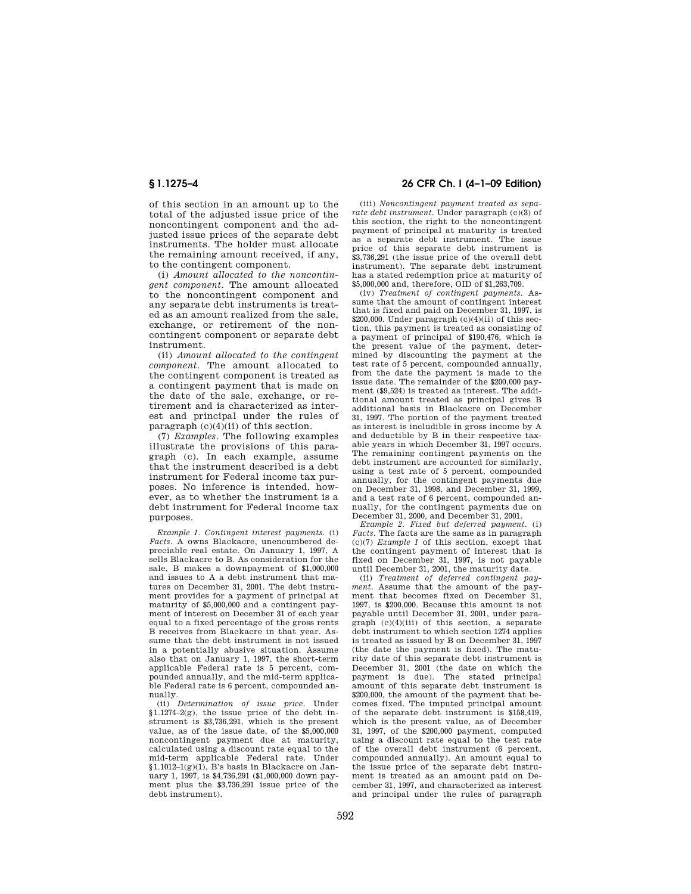of this section in an amount up to the total of the adjusted issue price of the noncontingent component and the adjusted issue prices of the separate debt instruments. The holder must allocate the remaining amount received, if any, to the contingent component.

(i) *Amount allocated to the noncontingent component.* The amount allocated to the noncontingent component and any separate debt instruments is treated as an amount realized from the sale, exchange, or retirement of the noncontingent component or separate debt instrument.

(ii) *Amount allocated to the contingent component.* The amount allocated to the contingent component is treated as a contingent payment that is made on the date of the sale, exchange, or retirement and is characterized as interest and principal under the rules of paragraph (c)(4)(ii) of this section.

(7) *Examples.* The following examples illustrate the provisions of this paragraph (c). In each example, assume that the instrument described is a debt instrument for Federal income tax purposes. No inference is intended, however, as to whether the instrument is a debt instrument for Federal income tax purposes.

*Example 1. Contingent interest payments.* (i) *Facts.* A owns Blackacre, unencumbered depreciable real estate. On January 1, 1997, A sells Blackacre to B. As consideration for the sale, B makes a downpayment of $1,000,000 and issues to A a debt instrument that matures on December 31, 2001. The debt instrument provides for a payment of principal at maturity of $5,000,000 and a contingent payment of interest on December 31 of each year equal to a fixed percentage of the gross rents B receives from Blackacre in that year. Assume that the debt instrument is not issued in a potentially abusive situation. Assume also that on January 1, 1997, the short-term applicable Federal rate is 5 percent, compounded annually, and the mid-term applicable Federal rate is 6 percent, compounded annually.

(ii) *Determination of issue price.* Under §1.1274–2(g), the issue price of the debt instrument is $3,736,291, which is the present value, as of the issue date, of the $5,000,000 noncontingent payment due at maturity, calculated using a discount rate equal to the mid-term applicable Federal rate. Under §1.1012–1(g)(1), B's basis in Blackacre on January 1, 1997, is $4,736,291 ($1,000,000 down payment plus the $3,736,291 issue price of the debt instrument).

(iii) *Noncontingent payment treated as separate debt instrument.* Under paragraph (c)(3) of this section, the right to the noncontingent payment of principal at maturity is treated as a separate debt instrument. The issue price of this separate debt instrument is $3,736,291 (the issue price of the overall debt instrument). The separate debt instrument has a stated redemption price at maturity of $5,000,000 and, therefore, OID of $1,263,709.

(iv) *Treatment of contingent payments.* Assume that the amount of contingent interest that is fixed and paid on December 31, 1997, is $200,000. Under paragraph (c)(4)(ii) of this section, this payment is treated as consisting of a payment of principal of $190,476, which is the present value of the payment, determined by discounting the payment at the test rate of 5 percent, compounded annually, from the date the payment is made to the issue date. The remainder of the $200,000 payment ($9,524) is treated as interest. The additional amount treated as principal gives B additional basis in Blackacre on December 31, 1997. The portion of the payment treated as interest is includible in gross income by A and deductible by B in their respective taxable years in which December 31, 1997 occurs. The remaining contingent payments on the debt instrument are accounted for similarly, using a test rate of 5 percent, compounded annually, for the contingent payments due on December 31, 1998, and December 31, 1999, and a test rate of 6 percent, compounded annually, for the contingent payments due on December 31, 2000, and December 31, 2001.

*Example 2. Fixed but deferred payment.* (i) *Facts.* The facts are the same as in paragraph (c)(7) *Example 1* of this section, except that the contingent payment of interest that is fixed on December 31, 1997, is not payable until December 31, 2001, the maturity date.

(ii) *Treatment of deferred contingent payment.* Assume that the amount of the payment that becomes fixed on December 31, 1997, is $200,000. Because this amount is not payable until December 31, 2001, under paragraph (c)(4)(iii) of this section, a separate debt instrument to which section 1274 applies is treated as issued by B on December 31, 1997 (the date the payment is fixed). The maturity date of this separate debt instrument is December 31, 2001 (the date on which the payment is due). The stated principal amount of this separate debt instrument is $200,000, the amount of the payment that becomes fixed. The imputed principal amount of the separate debt instrument is $158,419, which is the present value, as of December 31, 1997, of the $200,000 payment, computed using a discount rate equal to the test rate of the overall debt instrument (6 percent, compounded annually). An amount equal to the issue price of the separate debt instrument is treated as an amount paid on December 31, 1997, and characterized as interest and principal under the rules of paragraph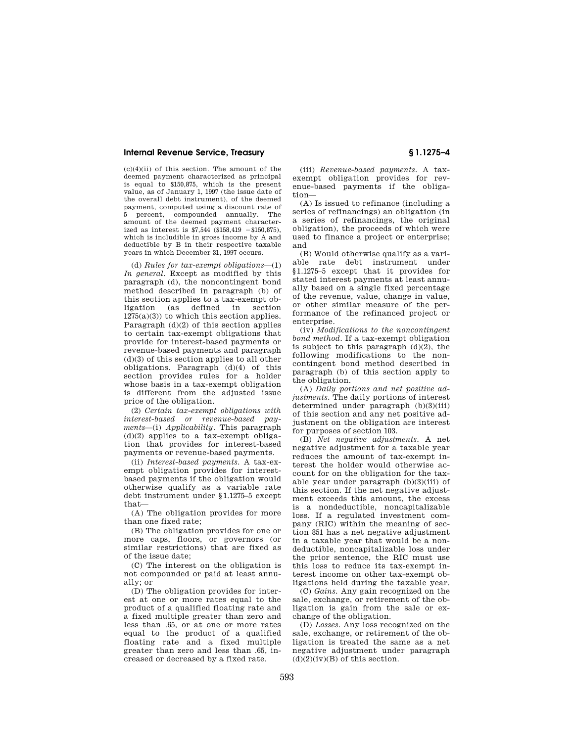(c)(4)(ii) of this section. The amount of the deemed payment characterized as principal is equal to $150,875, which is the present value, as of January 1, 1997 (the issue date of the overall debt instrument), of the deemed payment, computed using a discount rate of 5 percent, compounded annually. The amount of the deemed payment characterized as interest is $7,544 ($158,419 − $150,875), which is includible in gross income by A and deductible by B in their respective taxable years in which December 31, 1997 occurs.

(d) *Rules for tax-exempt obligations*—(1) *In general.* Except as modified by this paragraph (d), the noncontingent bond method described in paragraph (b) of this section applies to a tax-exempt obligation (as defined in section 1275(a)(3)) to which this section applies. Paragraph (d)(2) of this section applies to certain tax-exempt obligations that provide for interest-based payments or revenue-based payments and paragraph (d)(3) of this section applies to all other obligations. Paragraph (d)(4) of this section provides rules for a holder whose basis in a tax-exempt obligation is different from the adjusted issue price of the obligation.

(2) *Certain tax-exempt obligations with interest-based or revenue-based payments*—(i) *Applicability.* This paragraph (d)(2) applies to a tax-exempt obligation that provides for interest-based payments or revenue-based payments.

(ii) *Interest-based payments.* A tax-exempt obligation provides for interest-based payments if the obligation would otherwise qualify as a variable rate debt instrument under §1.1275–5 except that—

(A) The obligation provides for more than one fixed rate;

(B) The obligation provides for one or more caps, floors, or governors (or similar restrictions) that are fixed as of the issue date;

(C) The interest on the obligation is not compounded or paid at least annually; or

(D) The obligation provides for interest at one or more rates equal to the product of a qualified floating rate and a fixed multiple greater than zero and less than .65, or at one or more rates equal to the product of a qualified floating rate and a fixed multiple greater than zero and less than .65, increased or decreased by a fixed rate.

(iii) *Revenue-based payments.* A tax-exempt obligation provides for revenue-based payments if the obligation—

(A) Is issued to refinance (including a series of refinancings) an obligation (in a series of refinancings, the original obligation), the proceeds of which were used to finance a project or enterprise; and

(B) Would otherwise qualify as a variable rate debt instrument under §1.1275–5 except that it provides for stated interest payments at least annually based on a single fixed percentage of the revenue, value, change in value, or other similar measure of the performance of the refinanced project or enterprise.

(iv) *Modifications to the noncontingent bond method.* If a tax-exempt obligation is subject to this paragraph (d)(2), the following modifications to the noncontingent bond method described in paragraph (b) of this section apply to the obligation.

(A) *Daily portions and net positive adjustments.* The daily portions of interest determined under paragraph (b)(3)(iii) of this section and any net positive adjustment on the obligation are interest for purposes of section 103.

(B) *Net negative adjustments.* A net negative adjustment for a taxable year reduces the amount of tax-exempt interest the holder would otherwise account for on the obligation for the taxable year under paragraph (b)(3)(iii) of this section. If the net negative adjustment exceeds this amount, the excess is a nondeductible, noncapitalizable loss. If a regulated investment company (RIC) within the meaning of section 851 has a net negative adjustment in a taxable year that would be a nondeductible, noncapitalizable loss under the prior sentence, the RIC must use this loss to reduce its tax-exempt interest income on other tax-exempt obligations held during the taxable year.

(C) *Gains.* Any gain recognized on the sale, exchange, or retirement of the obligation is gain from the sale or exchange of the obligation.

(D) *Losses.* Any loss recognized on the sale, exchange, or retirement of the obligation is treated the same as a net negative adjustment under paragraph (d)(2)(iv)(B) of this section.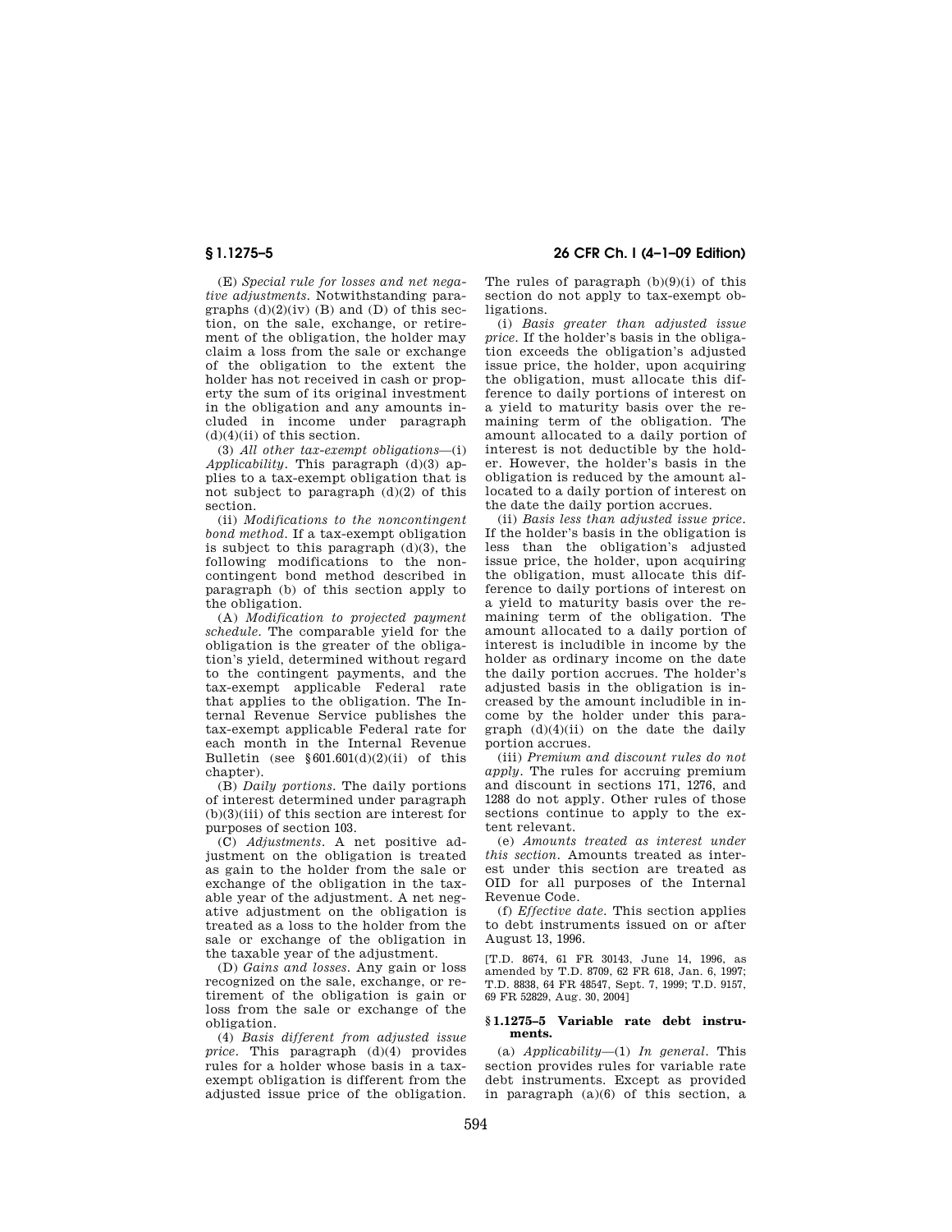(E) *Special rule for losses and net negative adjustments.* Notwithstanding paragraphs (d)(2)(iv) (B) and (D) of this section, on the sale, exchange, or retirement of the obligation, the holder may claim a loss from the sale or exchange of the obligation to the extent the holder has not received in cash or property the sum of its original investment in the obligation and any amounts included in income under paragraph (d)(4)(ii) of this section.

(3) *All other tax-exempt obligations*—(i) *Applicability.* This paragraph (d)(3) applies to a tax-exempt obligation that is not subject to paragraph (d)(2) of this section.

(ii) *Modifications to the noncontingent bond method.* If a tax-exempt obligation is subject to this paragraph (d)(3), the following modifications to the noncontingent bond method described in paragraph (b) of this section apply to the obligation.

(A) *Modification to projected payment schedule.* The comparable yield for the obligation is the greater of the obligation's yield, determined without regard to the contingent payments, and the tax-exempt applicable Federal rate that applies to the obligation. The Internal Revenue Service publishes the tax-exempt applicable Federal rate for each month in the Internal Revenue Bulletin (see §601.601(d)(2)(ii) of this chapter).

(B) *Daily portions.* The daily portions of interest determined under paragraph (b)(3)(iii) of this section are interest for purposes of section 103.

(C) *Adjustments.* A net positive adjustment on the obligation is treated as gain to the holder from the sale or exchange of the obligation in the taxable year of the adjustment. A net negative adjustment on the obligation is treated as a loss to the holder from the sale or exchange of the obligation in the taxable year of the adjustment.

(D) *Gains and losses.* Any gain or loss recognized on the sale, exchange, or retirement of the obligation is gain or loss from the sale or exchange of the obligation.

(4) *Basis different from adjusted issue price.* This paragraph (d)(4) provides rules for a holder whose basis in a tax-exempt obligation is different from the adjusted issue price of the obligation. The rules of paragraph (b)(9)(i) of this section do not apply to tax-exempt obligations.

(i) *Basis greater than adjusted issue price.* If the holder's basis in the obligation exceeds the obligation's adjusted issue price, the holder, upon acquiring the obligation, must allocate this difference to daily portions of interest on a yield to maturity basis over the remaining term of the obligation. The amount allocated to a daily portion of interest is not deductible by the holder. However, the holder's basis in the obligation is reduced by the amount allocated to a daily portion of interest on the date the daily portion accrues.

(ii) *Basis less than adjusted issue price.* If the holder's basis in the obligation is less than the obligation's adjusted issue price, the holder, upon acquiring the obligation, must allocate this difference to daily portions of interest on a yield to maturity basis over the remaining term of the obligation. The amount allocated to a daily portion of interest is includible in income by the holder as ordinary income on the date the daily portion accrues. The holder's adjusted basis in the obligation is increased by the amount includible in income by the holder under this paragraph (d)(4)(ii) on the date the daily portion accrues.

(iii) *Premium and discount rules do not apply.* The rules for accruing premium and discount in sections 171, 1276, and 1288 do not apply. Other rules of those sections continue to apply to the extent relevant.

(e) *Amounts treated as interest under this section.* Amounts treated as interest under this section are treated as OID for all purposes of the Internal Revenue Code.

(f) *Effective date.* This section applies to debt instruments issued on or after August 13, 1996.

[T.D. 8674, 61 FR 30143, June 14, 1996, as amended by T.D. 8709, 62 FR 618, Jan. 6, 1997; T.D. 8838, 64 FR 48547, Sept. 7, 1999; T.D. 9157, 69 FR 52829, Aug. 30, 2004]

## §1.1275–5 Variable rate debt instruments.

(a) *Applicability*—(1) *In general.* This section provides rules for variable rate debt instruments. Except as provided in paragraph (a)(6) of this section, a